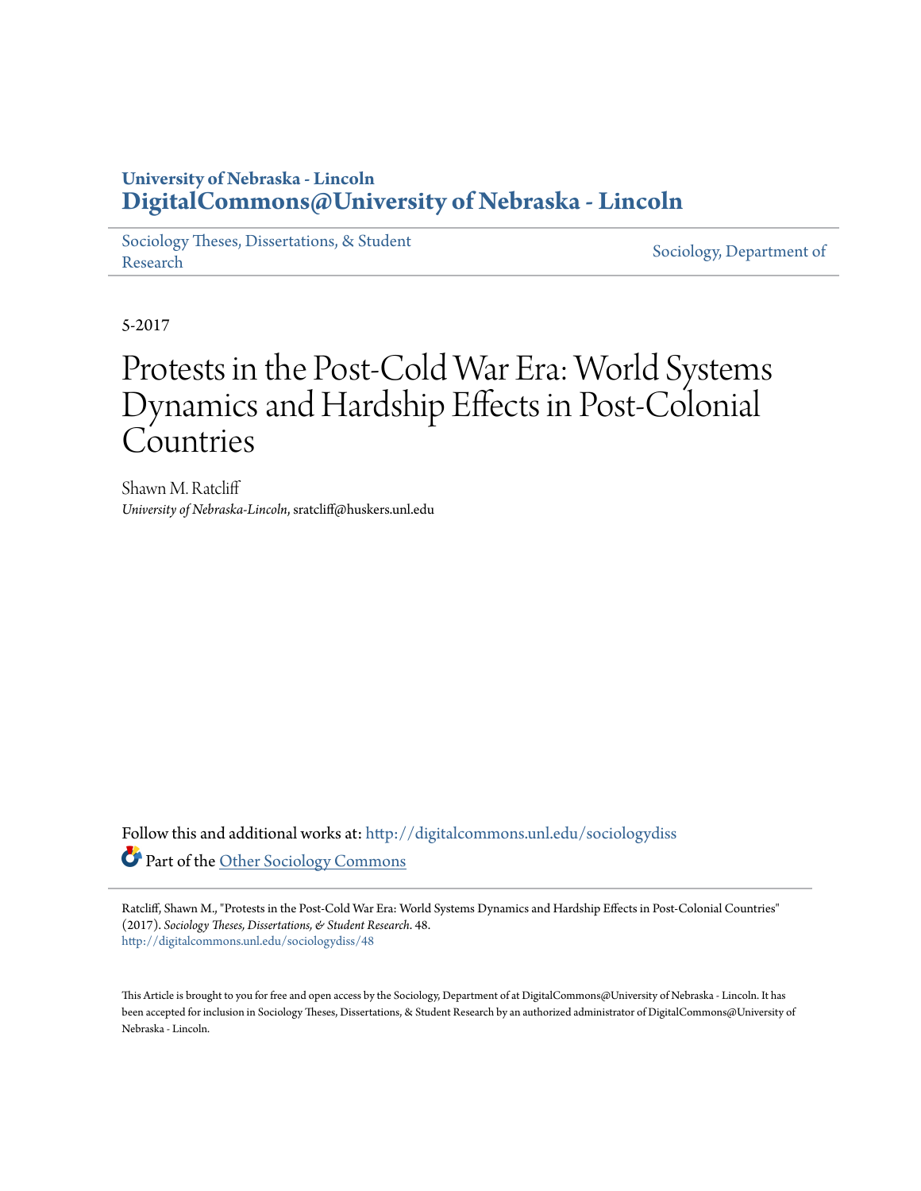University of Nebraska - Lincoln
**DigitalCommons@University of Nebraska - Lincoln**

Sociology Theses, Dissertations, & Student Research

Sociology, Department of

5-2017

# Protests in the Post-Cold War Era: World Systems Dynamics and Hardship Effects in Post-Colonial Countries

Shawn M. Ratcliff
*University of Nebraska-Lincoln*, sratcliff@huskers.unl.edu

Follow this and additional works at: http://digitalcommons.unl.edu/sociologydiss

Part of the Other Sociology Commons

Ratcliff, Shawn M., "Protests in the Post-Cold War Era: World Systems Dynamics and Hardship Effects in Post-Colonial Countries" (2017). *Sociology Theses, Dissertations, & Student Research*. 48.
http://digitalcommons.unl.edu/sociologydiss/48

This Article is brought to you for free and open access by the Sociology, Department of at DigitalCommons@University of Nebraska - Lincoln. It has been accepted for inclusion in Sociology Theses, Dissertations, & Student Research by an authorized administrator of DigitalCommons@University of Nebraska - Lincoln.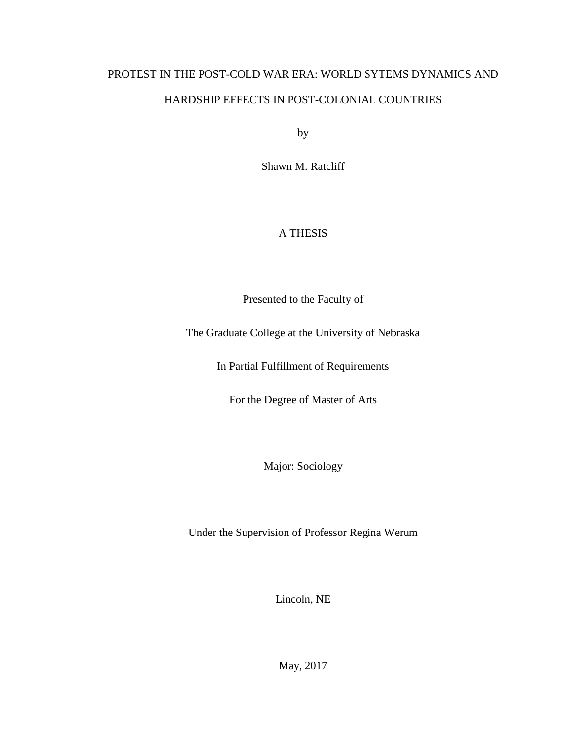PROTEST IN THE POST-COLD WAR ERA: WORLD SYTEMS DYNAMICS AND HARDSHIP EFFECTS IN POST-COLONIAL COUNTRIES

by

Shawn M. Ratcliff

A THESIS

Presented to the Faculty of

The Graduate College at the University of Nebraska

In Partial Fulfillment of Requirements

For the Degree of Master of Arts

Major: Sociology

Under the Supervision of Professor Regina Werum

Lincoln, NE

May, 2017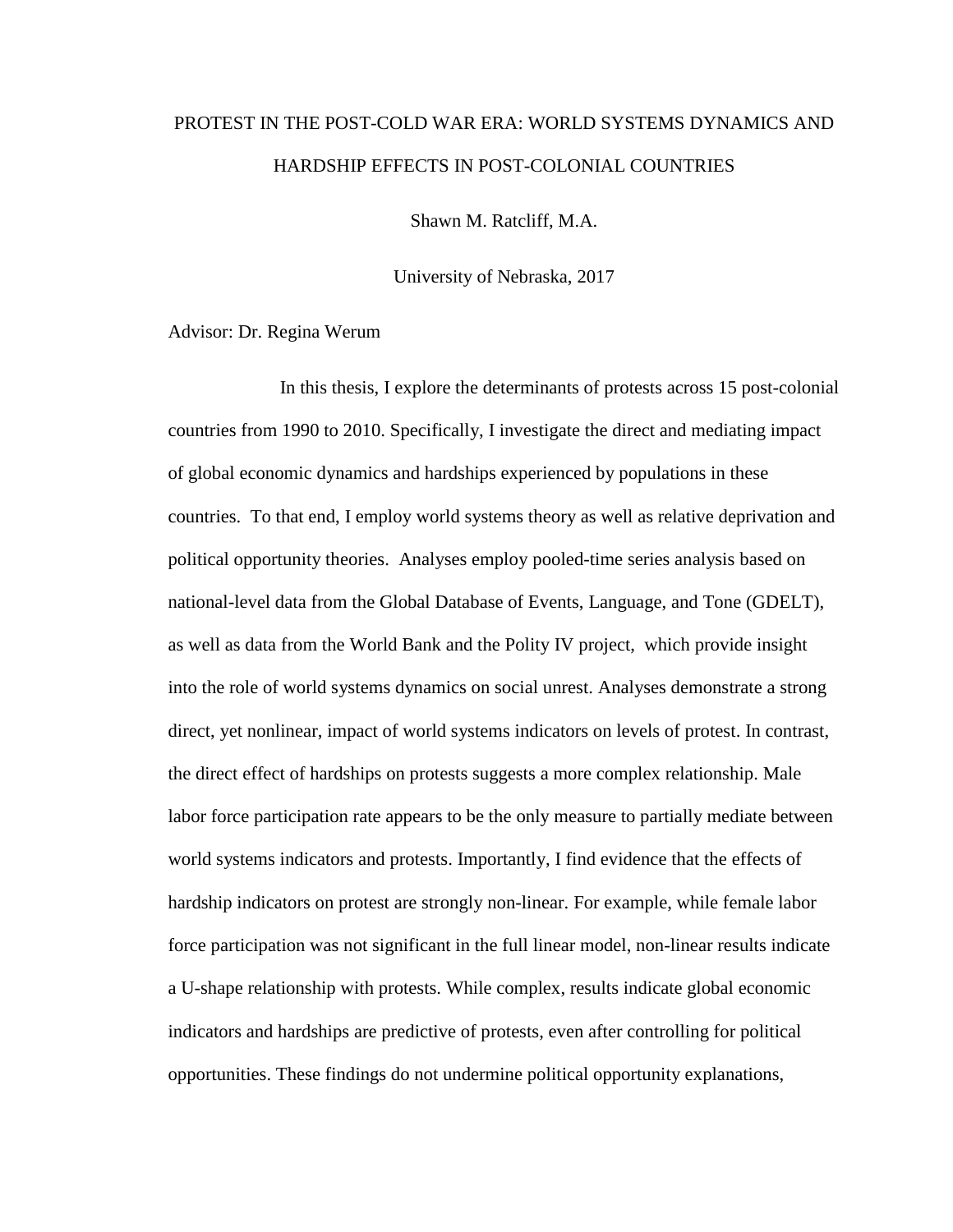PROTEST IN THE POST-COLD WAR ERA: WORLD SYSTEMS DYNAMICS AND HARDSHIP EFFECTS IN POST-COLONIAL COUNTRIES

Shawn M. Ratcliff, M.A.

University of Nebraska, 2017

Advisor: Dr. Regina Werum

In this thesis, I explore the determinants of protests across 15 post-colonial countries from 1990 to 2010. Specifically, I investigate the direct and mediating impact of global economic dynamics and hardships experienced by populations in these countries. To that end, I employ world systems theory as well as relative deprivation and political opportunity theories. Analyses employ pooled-time series analysis based on national-level data from the Global Database of Events, Language, and Tone (GDELT), as well as data from the World Bank and the Polity IV project, which provide insight into the role of world systems dynamics on social unrest. Analyses demonstrate a strong direct, yet nonlinear, impact of world systems indicators on levels of protest. In contrast, the direct effect of hardships on protests suggests a more complex relationship. Male labor force participation rate appears to be the only measure to partially mediate between world systems indicators and protests. Importantly, I find evidence that the effects of hardship indicators on protest are strongly non-linear. For example, while female labor force participation was not significant in the full linear model, non-linear results indicate a U-shape relationship with protests. While complex, results indicate global economic indicators and hardships are predictive of protests, even after controlling for political opportunities. These findings do not undermine political opportunity explanations,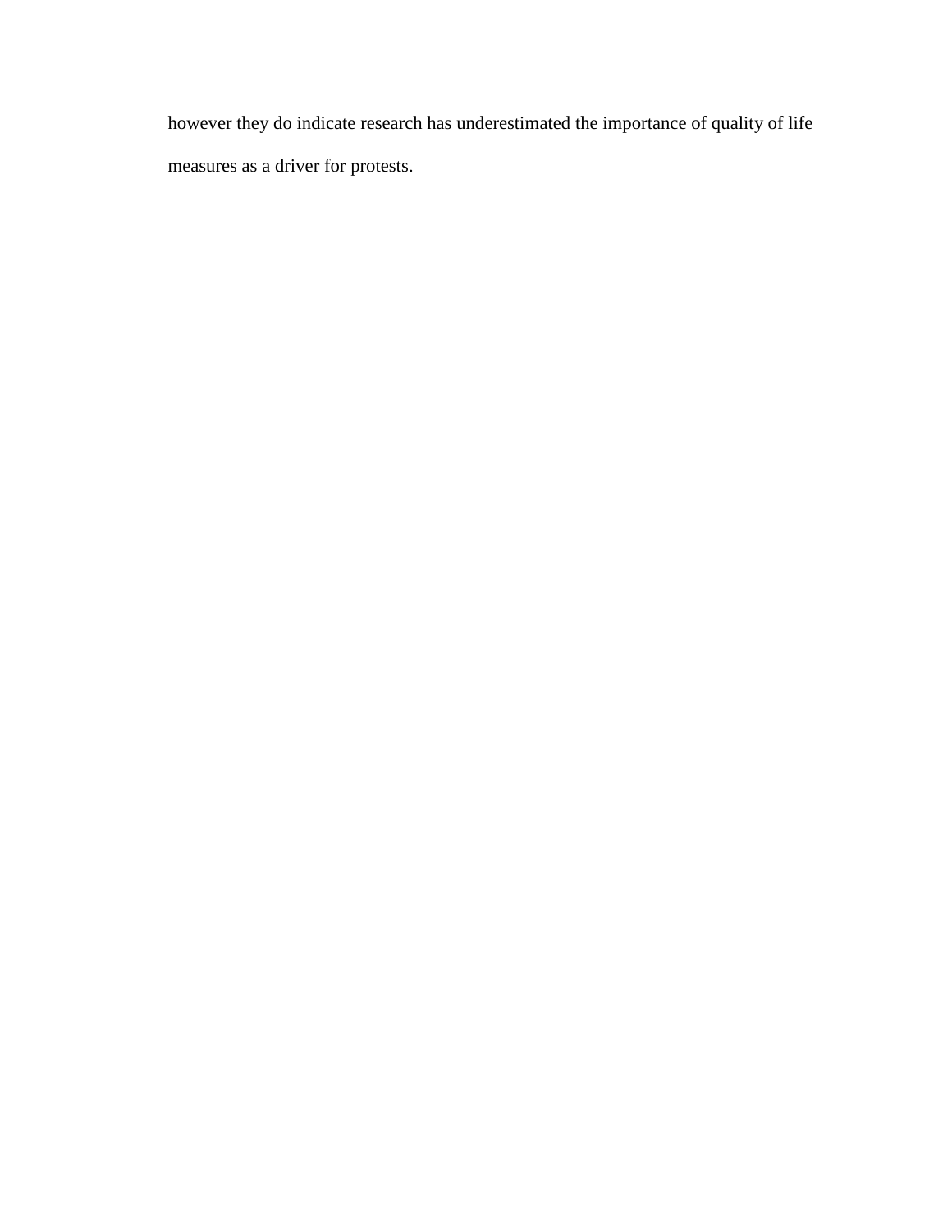however they do indicate research has underestimated the importance of quality of life measures as a driver for protests.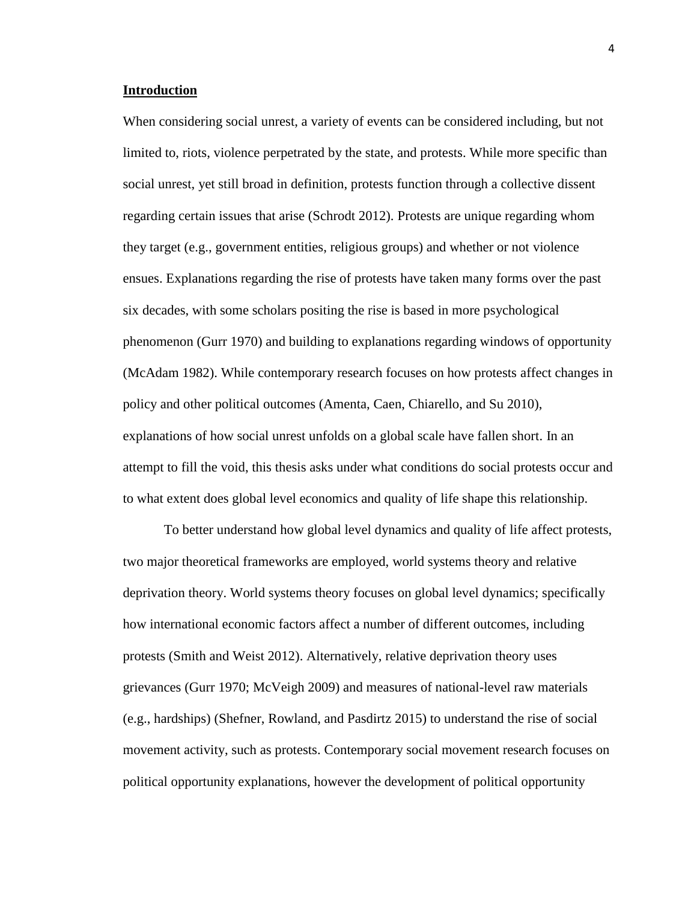## **Introduction**

When considering social unrest, a variety of events can be considered including, but not limited to, riots, violence perpetrated by the state, and protests. While more specific than social unrest, yet still broad in definition, protests function through a collective dissent regarding certain issues that arise (Schrodt 2012). Protests are unique regarding whom they target (e.g., government entities, religious groups) and whether or not violence ensues. Explanations regarding the rise of protests have taken many forms over the past six decades, with some scholars positing the rise is based in more psychological phenomenon (Gurr 1970) and building to explanations regarding windows of opportunity (McAdam 1982). While contemporary research focuses on how protests affect changes in policy and other political outcomes (Amenta, Caen, Chiarello, and Su 2010), explanations of how social unrest unfolds on a global scale have fallen short. In an attempt to fill the void, this thesis asks under what conditions do social protests occur and to what extent does global level economics and quality of life shape this relationship.

To better understand how global level dynamics and quality of life affect protests, two major theoretical frameworks are employed, world systems theory and relative deprivation theory. World systems theory focuses on global level dynamics; specifically how international economic factors affect a number of different outcomes, including protests (Smith and Weist 2012). Alternatively, relative deprivation theory uses grievances (Gurr 1970; McVeigh 2009) and measures of national-level raw materials (e.g., hardships) (Shefner, Rowland, and Pasdirtz 2015) to understand the rise of social movement activity, such as protests. Contemporary social movement research focuses on political opportunity explanations, however the development of political opportunity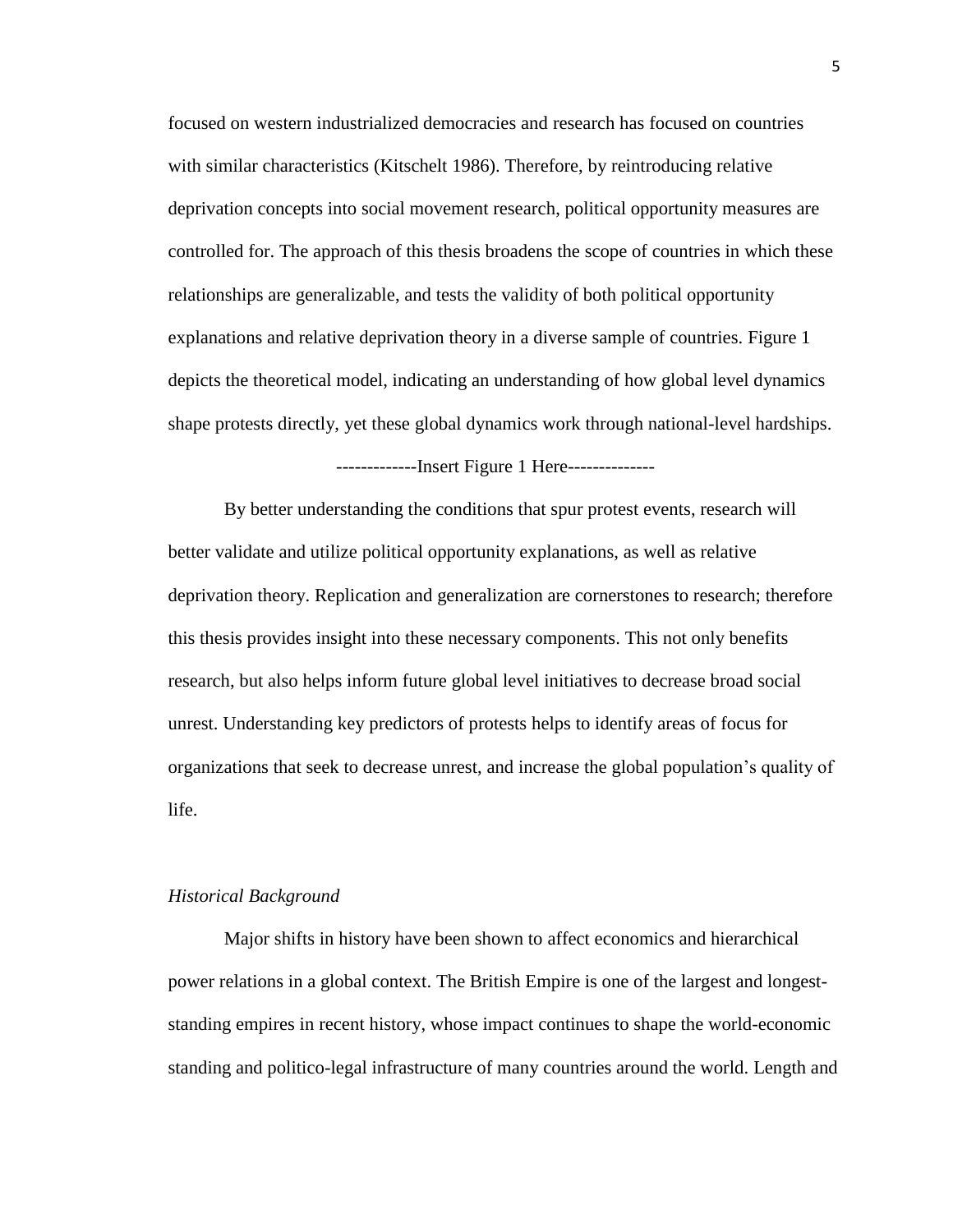focused on western industrialized democracies and research has focused on countries with similar characteristics (Kitschelt 1986). Therefore, by reintroducing relative deprivation concepts into social movement research, political opportunity measures are controlled for. The approach of this thesis broadens the scope of countries in which these relationships are generalizable, and tests the validity of both political opportunity explanations and relative deprivation theory in a diverse sample of countries. Figure 1 depicts the theoretical model, indicating an understanding of how global level dynamics shape protests directly, yet these global dynamics work through national-level hardships.

-------------Insert Figure 1 Here--------------

By better understanding the conditions that spur protest events, research will better validate and utilize political opportunity explanations, as well as relative deprivation theory. Replication and generalization are cornerstones to research; therefore this thesis provides insight into these necessary components. This not only benefits research, but also helps inform future global level initiatives to decrease broad social unrest. Understanding key predictors of protests helps to identify areas of focus for organizations that seek to decrease unrest, and increase the global population's quality of life.

### *Historical Background*

Major shifts in history have been shown to affect economics and hierarchical power relations in a global context. The British Empire is one of the largest and longest-standing empires in recent history, whose impact continues to shape the world-economic standing and politico-legal infrastructure of many countries around the world. Length and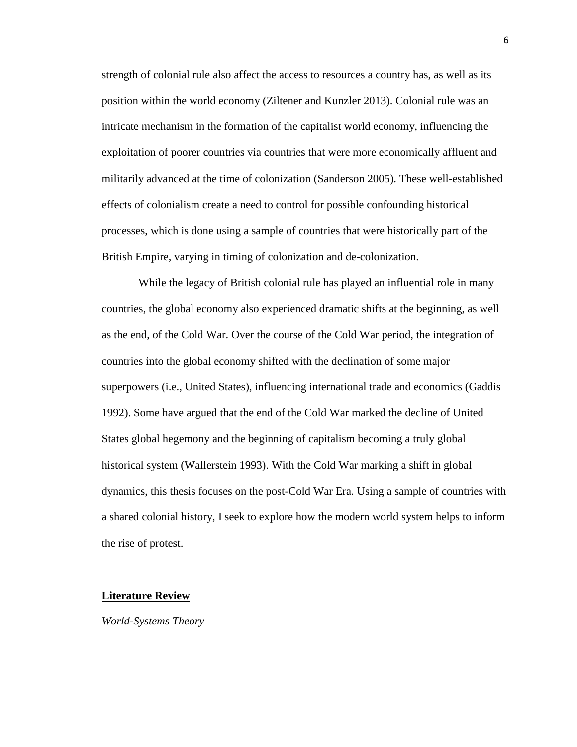strength of colonial rule also affect the access to resources a country has, as well as its position within the world economy (Ziltener and Kunzler 2013). Colonial rule was an intricate mechanism in the formation of the capitalist world economy, influencing the exploitation of poorer countries via countries that were more economically affluent and militarily advanced at the time of colonization (Sanderson 2005). These well-established effects of colonialism create a need to control for possible confounding historical processes, which is done using a sample of countries that were historically part of the British Empire, varying in timing of colonization and de-colonization.

While the legacy of British colonial rule has played an influential role in many countries, the global economy also experienced dramatic shifts at the beginning, as well as the end, of the Cold War. Over the course of the Cold War period, the integration of countries into the global economy shifted with the declination of some major superpowers (i.e., United States), influencing international trade and economics (Gaddis 1992). Some have argued that the end of the Cold War marked the decline of United States global hegemony and the beginning of capitalism becoming a truly global historical system (Wallerstein 1993). With the Cold War marking a shift in global dynamics, this thesis focuses on the post-Cold War Era. Using a sample of countries with a shared colonial history, I seek to explore how the modern world system helps to inform the rise of protest.

## Literature Review

### *World-Systems Theory*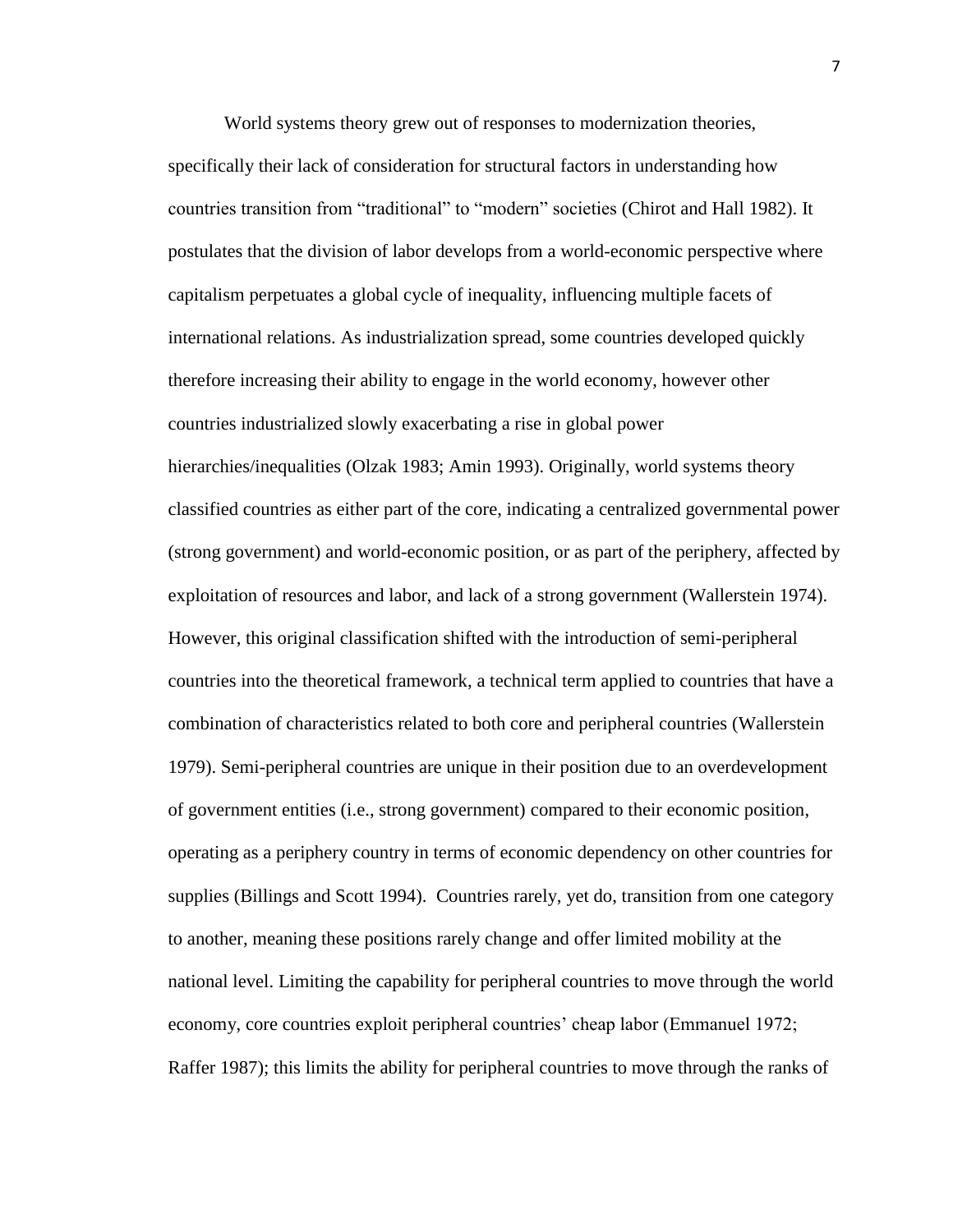World systems theory grew out of responses to modernization theories, specifically their lack of consideration for structural factors in understanding how countries transition from "traditional" to "modern" societies (Chirot and Hall 1982). It postulates that the division of labor develops from a world-economic perspective where capitalism perpetuates a global cycle of inequality, influencing multiple facets of international relations. As industrialization spread, some countries developed quickly therefore increasing their ability to engage in the world economy, however other countries industrialized slowly exacerbating a rise in global power hierarchies/inequalities (Olzak 1983; Amin 1993). Originally, world systems theory classified countries as either part of the core, indicating a centralized governmental power (strong government) and world-economic position, or as part of the periphery, affected by exploitation of resources and labor, and lack of a strong government (Wallerstein 1974). However, this original classification shifted with the introduction of semi-peripheral countries into the theoretical framework, a technical term applied to countries that have a combination of characteristics related to both core and peripheral countries (Wallerstein 1979). Semi-peripheral countries are unique in their position due to an overdevelopment of government entities (i.e., strong government) compared to their economic position, operating as a periphery country in terms of economic dependency on other countries for supplies (Billings and Scott 1994). Countries rarely, yet do, transition from one category to another, meaning these positions rarely change and offer limited mobility at the national level. Limiting the capability for peripheral countries to move through the world economy, core countries exploit peripheral countries' cheap labor (Emmanuel 1972; Raffer 1987); this limits the ability for peripheral countries to move through the ranks of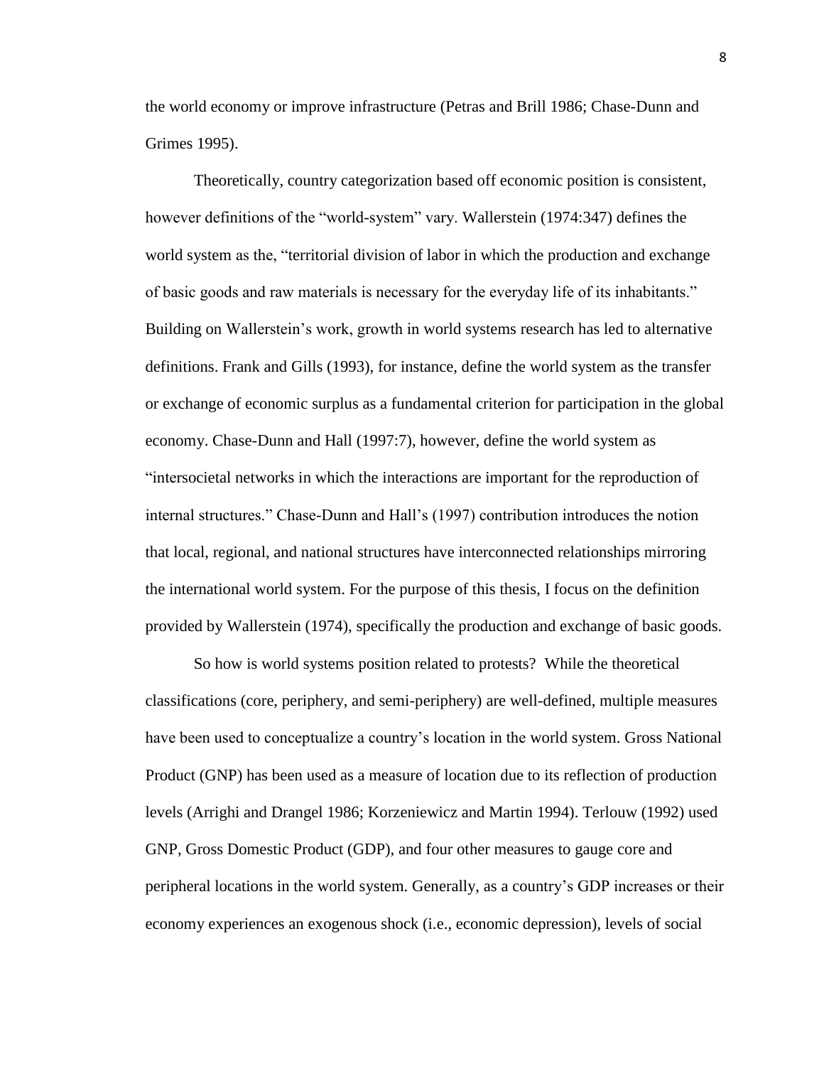the world economy or improve infrastructure (Petras and Brill 1986; Chase-Dunn and Grimes 1995).

Theoretically, country categorization based off economic position is consistent, however definitions of the "world-system" vary. Wallerstein (1974:347) defines the world system as the, "territorial division of labor in which the production and exchange of basic goods and raw materials is necessary for the everyday life of its inhabitants." Building on Wallerstein's work, growth in world systems research has led to alternative definitions. Frank and Gills (1993), for instance, define the world system as the transfer or exchange of economic surplus as a fundamental criterion for participation in the global economy. Chase-Dunn and Hall (1997:7), however, define the world system as "intersocietal networks in which the interactions are important for the reproduction of internal structures." Chase-Dunn and Hall's (1997) contribution introduces the notion that local, regional, and national structures have interconnected relationships mirroring the international world system. For the purpose of this thesis, I focus on the definition provided by Wallerstein (1974), specifically the production and exchange of basic goods.

So how is world systems position related to protests? While the theoretical classifications (core, periphery, and semi-periphery) are well-defined, multiple measures have been used to conceptualize a country's location in the world system. Gross National Product (GNP) has been used as a measure of location due to its reflection of production levels (Arrighi and Drangel 1986; Korzeniewicz and Martin 1994). Terlouw (1992) used GNP, Gross Domestic Product (GDP), and four other measures to gauge core and peripheral locations in the world system. Generally, as a country's GDP increases or their economy experiences an exogenous shock (i.e., economic depression), levels of social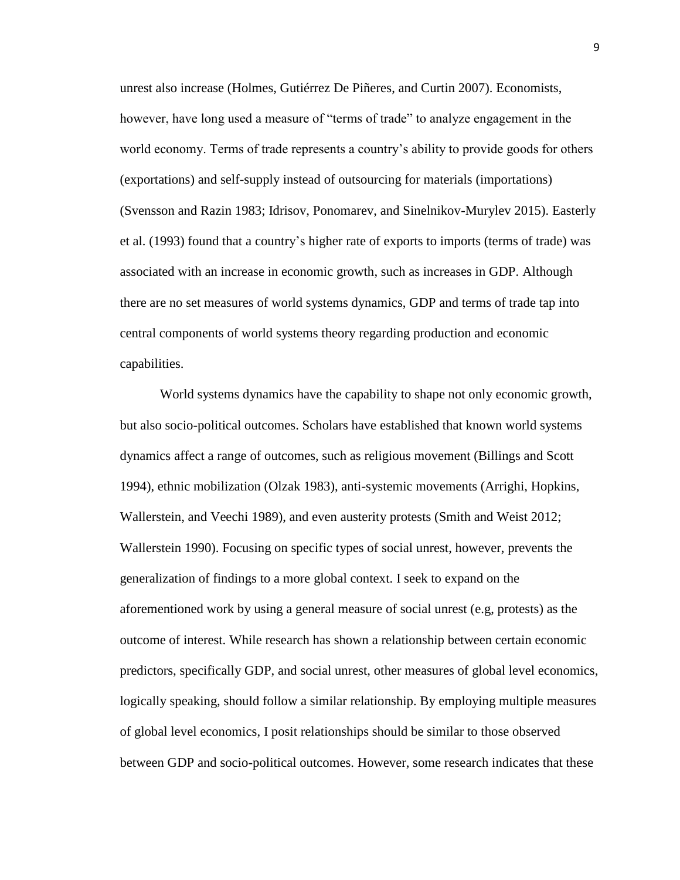unrest also increase (Holmes, Gutiérrez De Piñeres, and Curtin 2007). Economists, however, have long used a measure of "terms of trade" to analyze engagement in the world economy. Terms of trade represents a country's ability to provide goods for others (exportations) and self-supply instead of outsourcing for materials (importations) (Svensson and Razin 1983; Idrisov, Ponomarev, and Sinelnikov-Murylev 2015). Easterly et al. (1993) found that a country's higher rate of exports to imports (terms of trade) was associated with an increase in economic growth, such as increases in GDP. Although there are no set measures of world systems dynamics, GDP and terms of trade tap into central components of world systems theory regarding production and economic capabilities.

World systems dynamics have the capability to shape not only economic growth, but also socio-political outcomes. Scholars have established that known world systems dynamics affect a range of outcomes, such as religious movement (Billings and Scott 1994), ethnic mobilization (Olzak 1983), anti-systemic movements (Arrighi, Hopkins, Wallerstein, and Veechi 1989), and even austerity protests (Smith and Weist 2012; Wallerstein 1990). Focusing on specific types of social unrest, however, prevents the generalization of findings to a more global context. I seek to expand on the aforementioned work by using a general measure of social unrest (e.g, protests) as the outcome of interest. While research has shown a relationship between certain economic predictors, specifically GDP, and social unrest, other measures of global level economics, logically speaking, should follow a similar relationship. By employing multiple measures of global level economics, I posit relationships should be similar to those observed between GDP and socio-political outcomes. However, some research indicates that these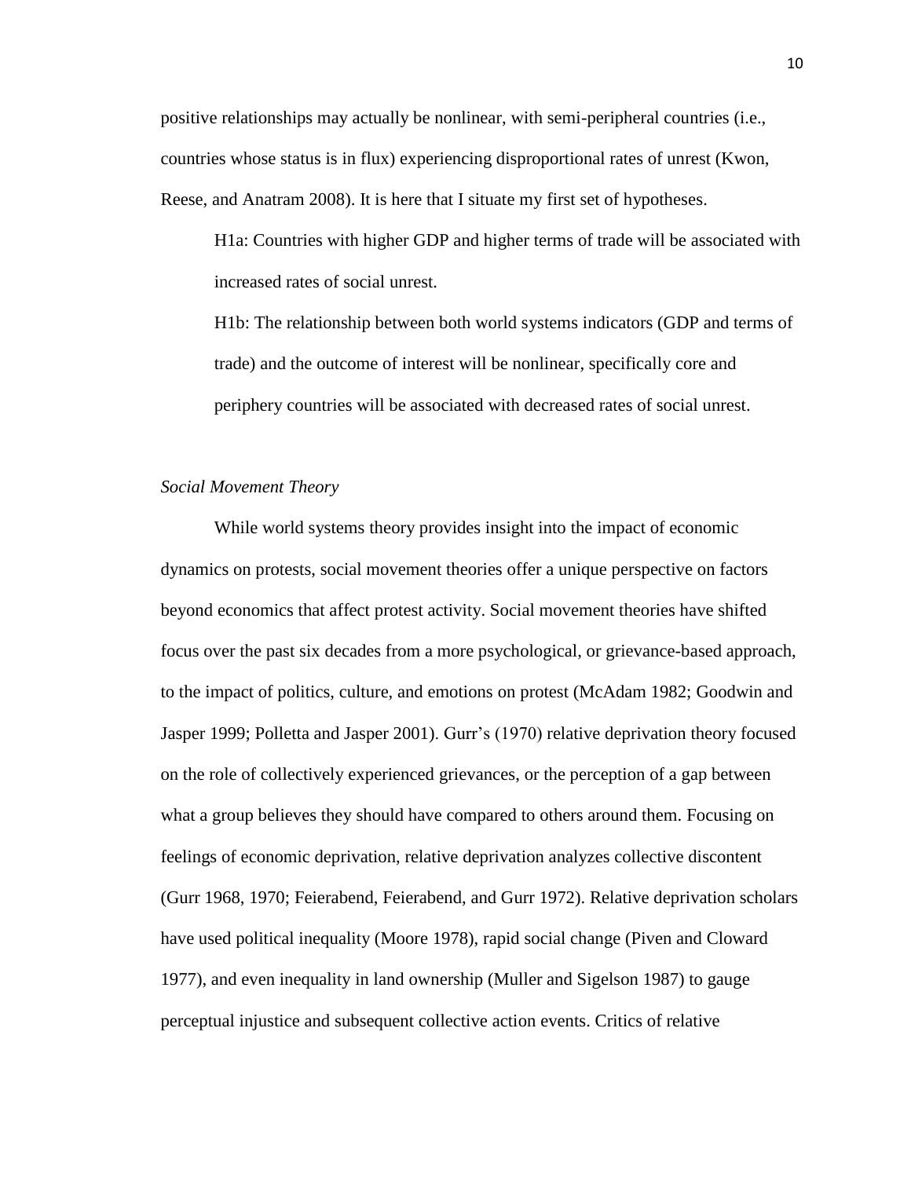positive relationships may actually be nonlinear, with semi-peripheral countries (i.e., countries whose status is in flux) experiencing disproportional rates of unrest (Kwon, Reese, and Anatram 2008). It is here that I situate my first set of hypotheses.

> H1a: Countries with higher GDP and higher terms of trade will be associated with increased rates of social unrest.
>
> H1b: The relationship between both world systems indicators (GDP and terms of trade) and the outcome of interest will be nonlinear, specifically core and periphery countries will be associated with decreased rates of social unrest.

### *Social Movement Theory*

While world systems theory provides insight into the impact of economic dynamics on protests, social movement theories offer a unique perspective on factors beyond economics that affect protest activity. Social movement theories have shifted focus over the past six decades from a more psychological, or grievance-based approach, to the impact of politics, culture, and emotions on protest (McAdam 1982; Goodwin and Jasper 1999; Polletta and Jasper 2001). Gurr's (1970) relative deprivation theory focused on the role of collectively experienced grievances, or the perception of a gap between what a group believes they should have compared to others around them. Focusing on feelings of economic deprivation, relative deprivation analyzes collective discontent (Gurr 1968, 1970; Feierabend, Feierabend, and Gurr 1972). Relative deprivation scholars have used political inequality (Moore 1978), rapid social change (Piven and Cloward 1977), and even inequality in land ownership (Muller and Sigelson 1987) to gauge perceptual injustice and subsequent collective action events. Critics of relative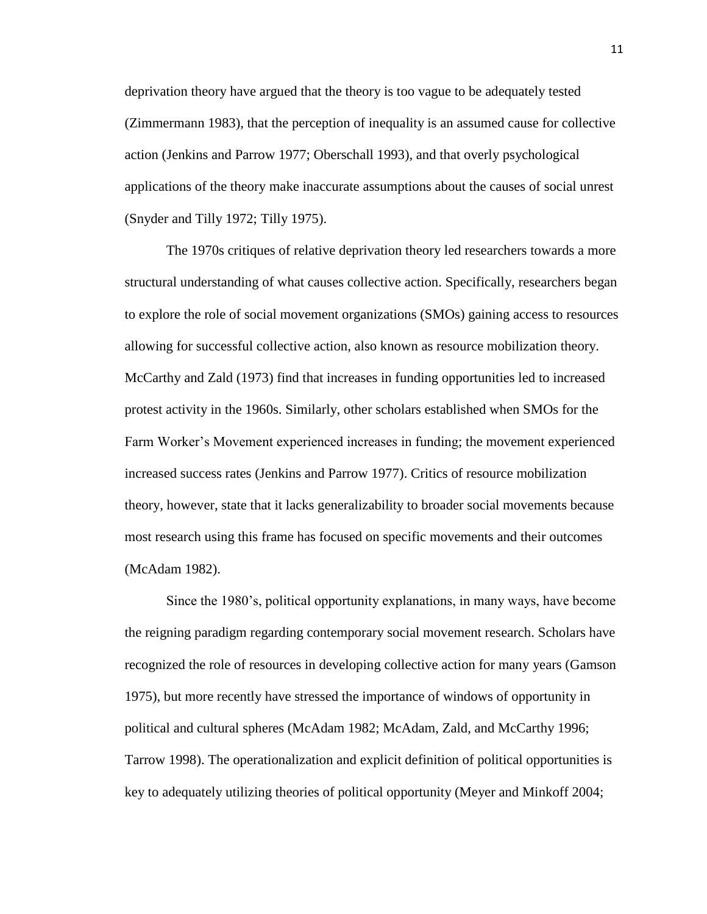deprivation theory have argued that the theory is too vague to be adequately tested (Zimmermann 1983), that the perception of inequality is an assumed cause for collective action (Jenkins and Parrow 1977; Oberschall 1993), and that overly psychological applications of the theory make inaccurate assumptions about the causes of social unrest (Snyder and Tilly 1972; Tilly 1975).

The 1970s critiques of relative deprivation theory led researchers towards a more structural understanding of what causes collective action. Specifically, researchers began to explore the role of social movement organizations (SMOs) gaining access to resources allowing for successful collective action, also known as resource mobilization theory. McCarthy and Zald (1973) find that increases in funding opportunities led to increased protest activity in the 1960s. Similarly, other scholars established when SMOs for the Farm Worker's Movement experienced increases in funding; the movement experienced increased success rates (Jenkins and Parrow 1977). Critics of resource mobilization theory, however, state that it lacks generalizability to broader social movements because most research using this frame has focused on specific movements and their outcomes (McAdam 1982).

Since the 1980's, political opportunity explanations, in many ways, have become the reigning paradigm regarding contemporary social movement research. Scholars have recognized the role of resources in developing collective action for many years (Gamson 1975), but more recently have stressed the importance of windows of opportunity in political and cultural spheres (McAdam 1982; McAdam, Zald, and McCarthy 1996; Tarrow 1998). The operationalization and explicit definition of political opportunities is key to adequately utilizing theories of political opportunity (Meyer and Minkoff 2004;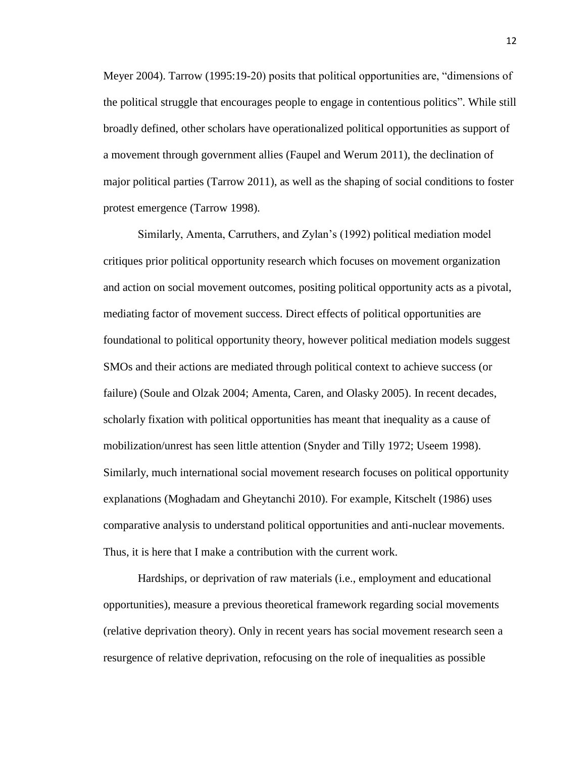Meyer 2004). Tarrow (1995:19-20) posits that political opportunities are, "dimensions of the political struggle that encourages people to engage in contentious politics". While still broadly defined, other scholars have operationalized political opportunities as support of a movement through government allies (Faupel and Werum 2011), the declination of major political parties (Tarrow 2011), as well as the shaping of social conditions to foster protest emergence (Tarrow 1998).

Similarly, Amenta, Carruthers, and Zylan's (1992) political mediation model critiques prior political opportunity research which focuses on movement organization and action on social movement outcomes, positing political opportunity acts as a pivotal, mediating factor of movement success. Direct effects of political opportunities are foundational to political opportunity theory, however political mediation models suggest SMOs and their actions are mediated through political context to achieve success (or failure) (Soule and Olzak 2004; Amenta, Caren, and Olasky 2005). In recent decades, scholarly fixation with political opportunities has meant that inequality as a cause of mobilization/unrest has seen little attention (Snyder and Tilly 1972; Useem 1998). Similarly, much international social movement research focuses on political opportunity explanations (Moghadam and Gheytanchi 2010). For example, Kitschelt (1986) uses comparative analysis to understand political opportunities and anti-nuclear movements. Thus, it is here that I make a contribution with the current work.

Hardships, or deprivation of raw materials (i.e., employment and educational opportunities), measure a previous theoretical framework regarding social movements (relative deprivation theory). Only in recent years has social movement research seen a resurgence of relative deprivation, refocusing on the role of inequalities as possible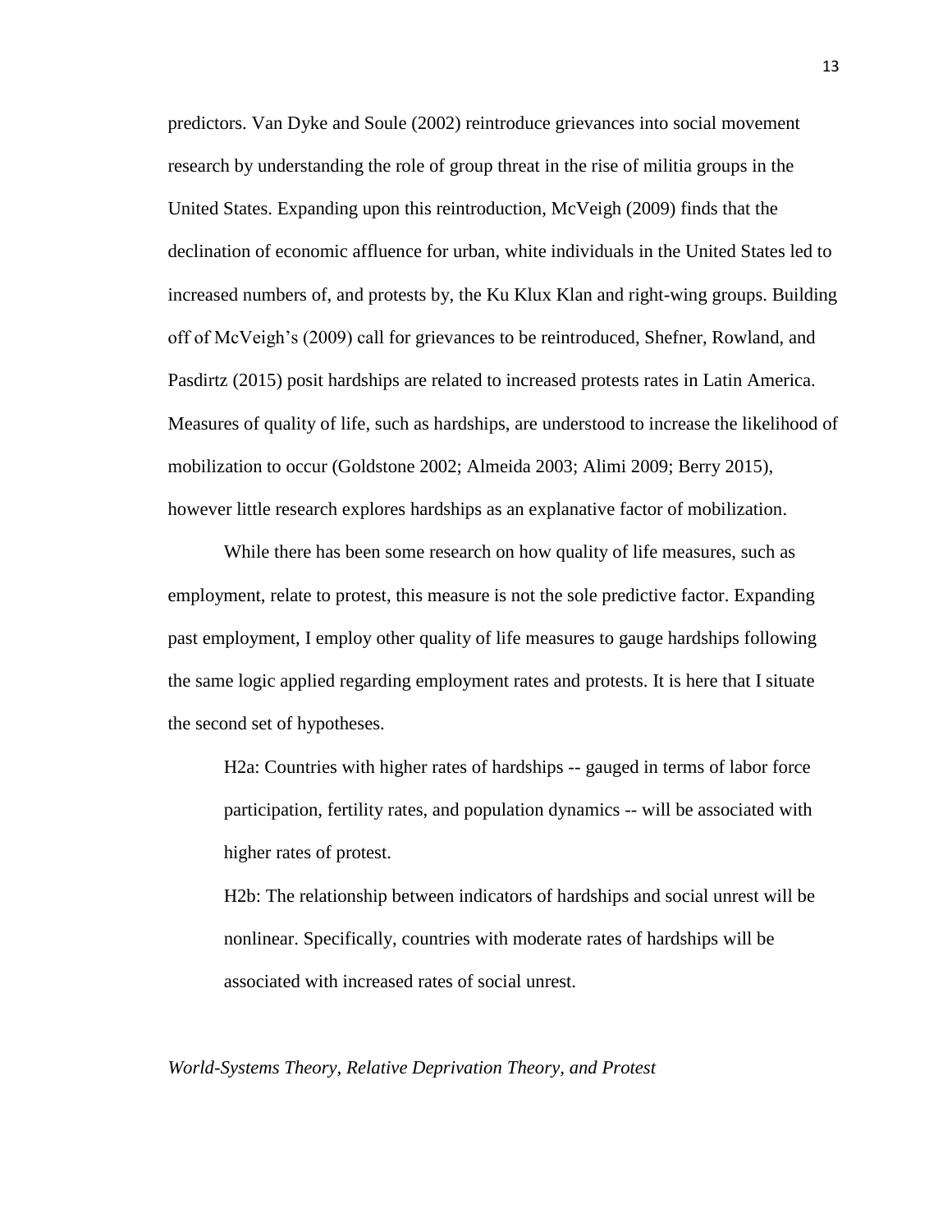predictors. Van Dyke and Soule (2002) reintroduce grievances into social movement research by understanding the role of group threat in the rise of militia groups in the United States. Expanding upon this reintroduction, McVeigh (2009) finds that the declination of economic affluence for urban, white individuals in the United States led to increased numbers of, and protests by, the Ku Klux Klan and right-wing groups. Building off of McVeigh's (2009) call for grievances to be reintroduced, Shefner, Rowland, and Pasdirtz (2015) posit hardships are related to increased protests rates in Latin America. Measures of quality of life, such as hardships, are understood to increase the likelihood of mobilization to occur (Goldstone 2002; Almeida 2003; Alimi 2009; Berry 2015), however little research explores hardships as an explanative factor of mobilization.

While there has been some research on how quality of life measures, such as employment, relate to protest, this measure is not the sole predictive factor. Expanding past employment, I employ other quality of life measures to gauge hardships following the same logic applied regarding employment rates and protests. It is here that I situate the second set of hypotheses.

> H2a: Countries with higher rates of hardships -- gauged in terms of labor force participation, fertility rates, and population dynamics -- will be associated with higher rates of protest.
>
> H2b: The relationship between indicators of hardships and social unrest will be nonlinear. Specifically, countries with moderate rates of hardships will be associated with increased rates of social unrest.

### *World-Systems Theory, Relative Deprivation Theory, and Protest*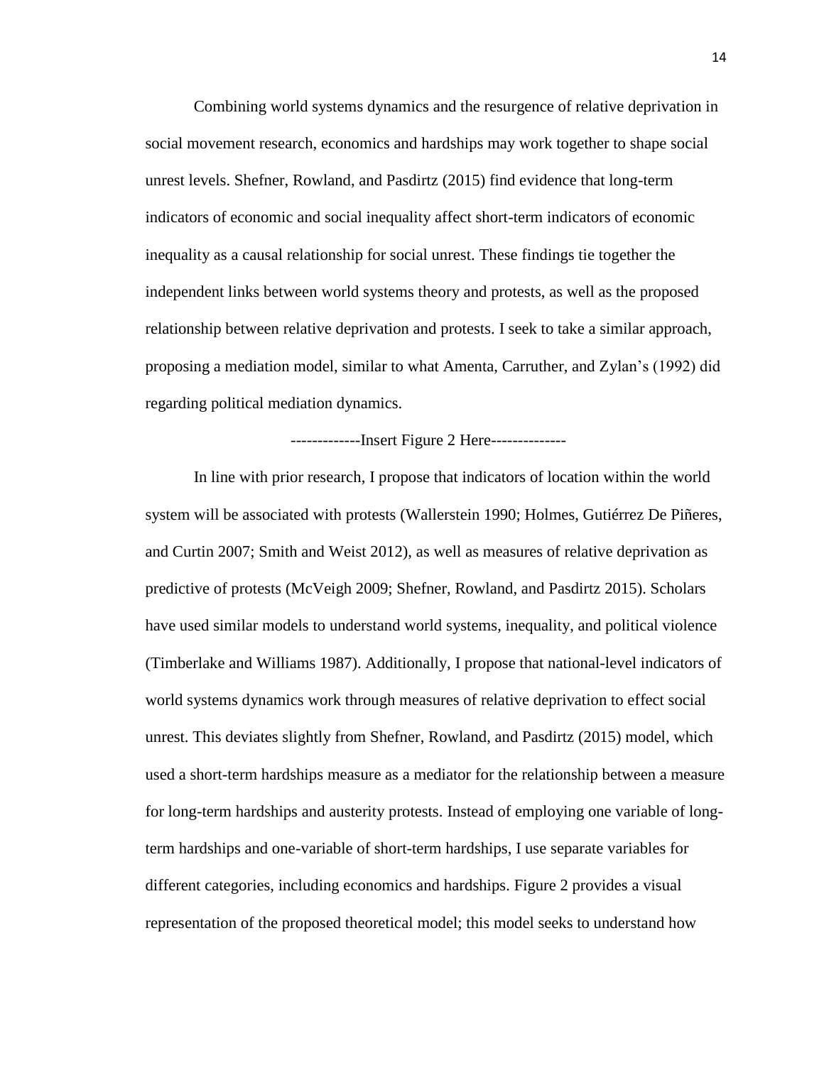Combining world systems dynamics and the resurgence of relative deprivation in social movement research, economics and hardships may work together to shape social unrest levels. Shefner, Rowland, and Pasdirtz (2015) find evidence that long-term indicators of economic and social inequality affect short-term indicators of economic inequality as a causal relationship for social unrest. These findings tie together the independent links between world systems theory and protests, as well as the proposed relationship between relative deprivation and protests. I seek to take a similar approach, proposing a mediation model, similar to what Amenta, Carruther, and Zylan's (1992) did regarding political mediation dynamics.

-------------Insert Figure 2 Here--------------

In line with prior research, I propose that indicators of location within the world system will be associated with protests (Wallerstein 1990; Holmes, Gutiérrez De Piñeres, and Curtin 2007; Smith and Weist 2012), as well as measures of relative deprivation as predictive of protests (McVeigh 2009; Shefner, Rowland, and Pasdirtz 2015). Scholars have used similar models to understand world systems, inequality, and political violence (Timberlake and Williams 1987). Additionally, I propose that national-level indicators of world systems dynamics work through measures of relative deprivation to effect social unrest. This deviates slightly from Shefner, Rowland, and Pasdirtz (2015) model, which used a short-term hardships measure as a mediator for the relationship between a measure for long-term hardships and austerity protests. Instead of employing one variable of long-term hardships and one-variable of short-term hardships, I use separate variables for different categories, including economics and hardships. Figure 2 provides a visual representation of the proposed theoretical model; this model seeks to understand how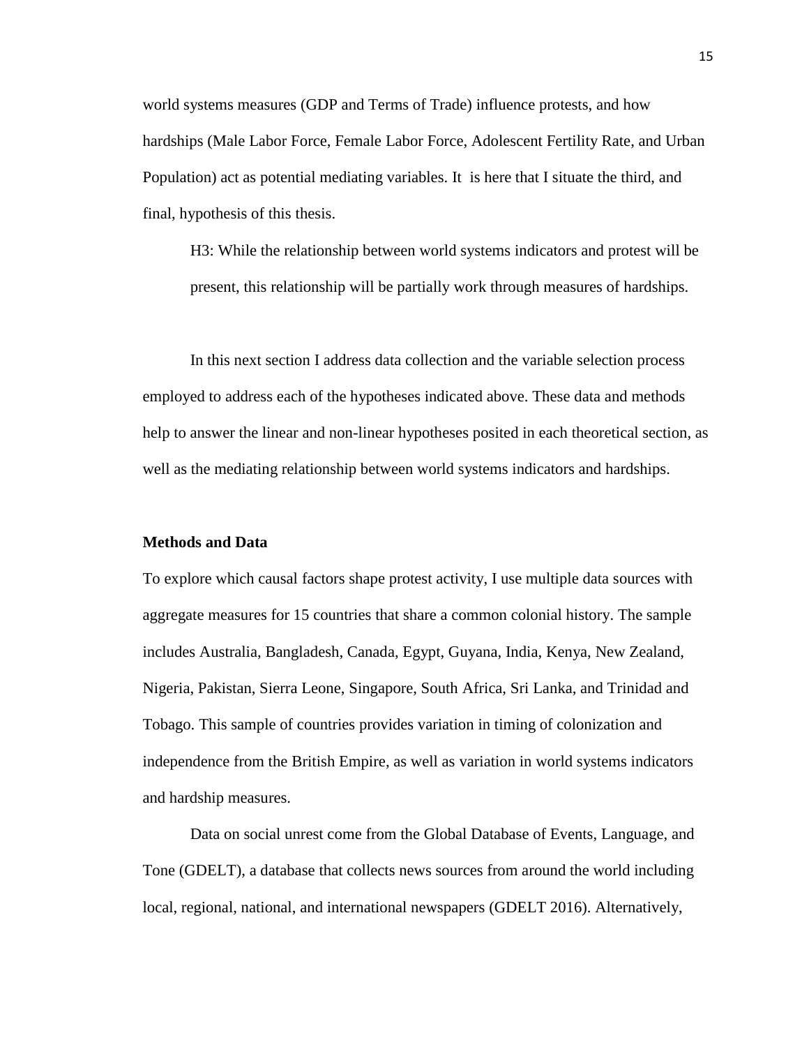world systems measures (GDP and Terms of Trade) influence protests, and how hardships (Male Labor Force, Female Labor Force, Adolescent Fertility Rate, and Urban Population) act as potential mediating variables. It  is here that I situate the third, and final, hypothesis of this thesis.

> H3: While the relationship between world systems indicators and protest will be present, this relationship will be partially work through measures of hardships.

In this next section I address data collection and the variable selection process employed to address each of the hypotheses indicated above. These data and methods help to answer the linear and non-linear hypotheses posited in each theoretical section, as well as the mediating relationship between world systems indicators and hardships.

**Methods and Data**

To explore which causal factors shape protest activity, I use multiple data sources with aggregate measures for 15 countries that share a common colonial history. The sample includes Australia, Bangladesh, Canada, Egypt, Guyana, India, Kenya, New Zealand, Nigeria, Pakistan, Sierra Leone, Singapore, South Africa, Sri Lanka, and Trinidad and Tobago. This sample of countries provides variation in timing of colonization and independence from the British Empire, as well as variation in world systems indicators and hardship measures.

Data on social unrest come from the Global Database of Events, Language, and Tone (GDELT), a database that collects news sources from around the world including local, regional, national, and international newspapers (GDELT 2016). Alternatively,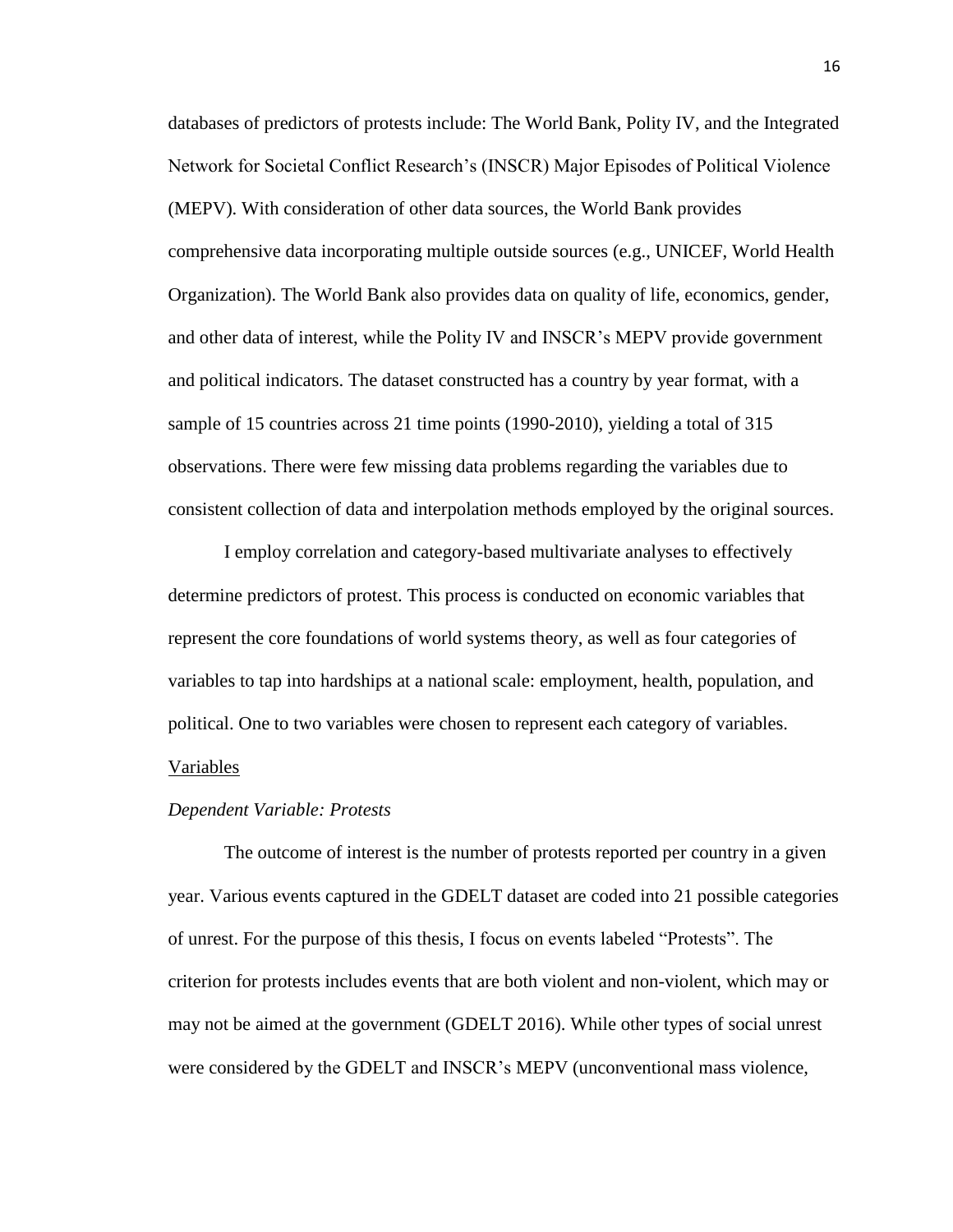databases of predictors of protests include: The World Bank, Polity IV, and the Integrated Network for Societal Conflict Research's (INSCR) Major Episodes of Political Violence (MEPV). With consideration of other data sources, the World Bank provides comprehensive data incorporating multiple outside sources (e.g., UNICEF, World Health Organization). The World Bank also provides data on quality of life, economics, gender, and other data of interest, while the Polity IV and INSCR's MEPV provide government and political indicators. The dataset constructed has a country by year format, with a sample of 15 countries across 21 time points (1990-2010), yielding a total of 315 observations. There were few missing data problems regarding the variables due to consistent collection of data and interpolation methods employed by the original sources.

I employ correlation and category-based multivariate analyses to effectively determine predictors of protest. This process is conducted on economic variables that represent the core foundations of world systems theory, as well as four categories of variables to tap into hardships at a national scale: employment, health, population, and political. One to two variables were chosen to represent each category of variables.

## Variables

### *Dependent Variable: Protests*

The outcome of interest is the number of protests reported per country in a given year. Various events captured in the GDELT dataset are coded into 21 possible categories of unrest. For the purpose of this thesis, I focus on events labeled "Protests". The criterion for protests includes events that are both violent and non-violent, which may or may not be aimed at the government (GDELT 2016). While other types of social unrest were considered by the GDELT and INSCR's MEPV (unconventional mass violence,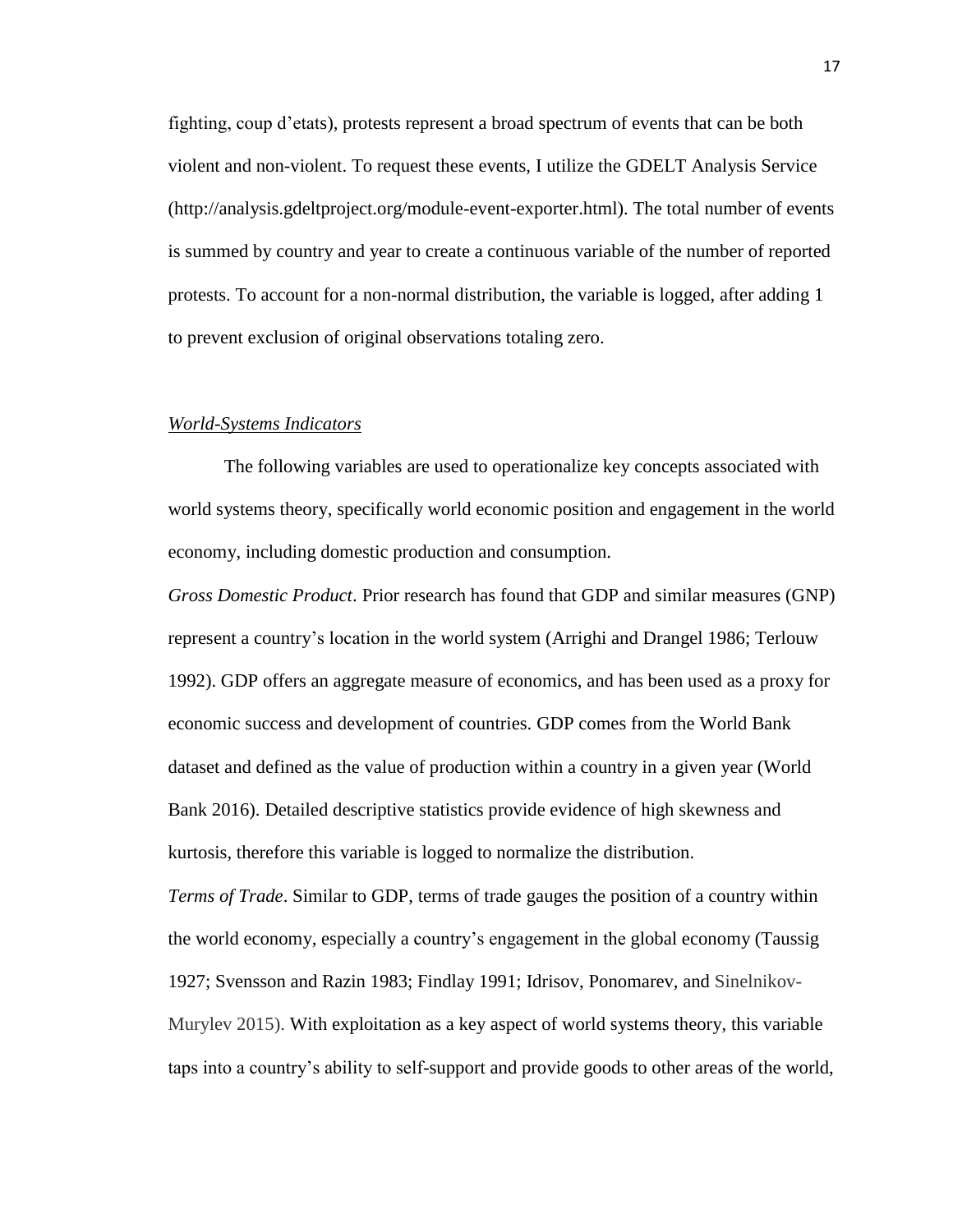fighting, coup d'etats), protests represent a broad spectrum of events that can be both violent and non-violent. To request these events, I utilize the GDELT Analysis Service (http://analysis.gdeltproject.org/module-event-exporter.html). The total number of events is summed by country and year to create a continuous variable of the number of reported protests. To account for a non-normal distribution, the variable is logged, after adding 1 to prevent exclusion of original observations totaling zero.

### *World-Systems Indicators*

The following variables are used to operationalize key concepts associated with world systems theory, specifically world economic position and engagement in the world economy, including domestic production and consumption.

*Gross Domestic Product*. Prior research has found that GDP and similar measures (GNP) represent a country's location in the world system (Arrighi and Drangel 1986; Terlouw 1992). GDP offers an aggregate measure of economics, and has been used as a proxy for economic success and development of countries. GDP comes from the World Bank dataset and defined as the value of production within a country in a given year (World Bank 2016). Detailed descriptive statistics provide evidence of high skewness and kurtosis, therefore this variable is logged to normalize the distribution.

*Terms of Trade*. Similar to GDP, terms of trade gauges the position of a country within the world economy, especially a country's engagement in the global economy (Taussig 1927; Svensson and Razin 1983; Findlay 1991; Idrisov, Ponomarev, and Sinelnikov-Murylev 2015). With exploitation as a key aspect of world systems theory, this variable taps into a country's ability to self-support and provide goods to other areas of the world,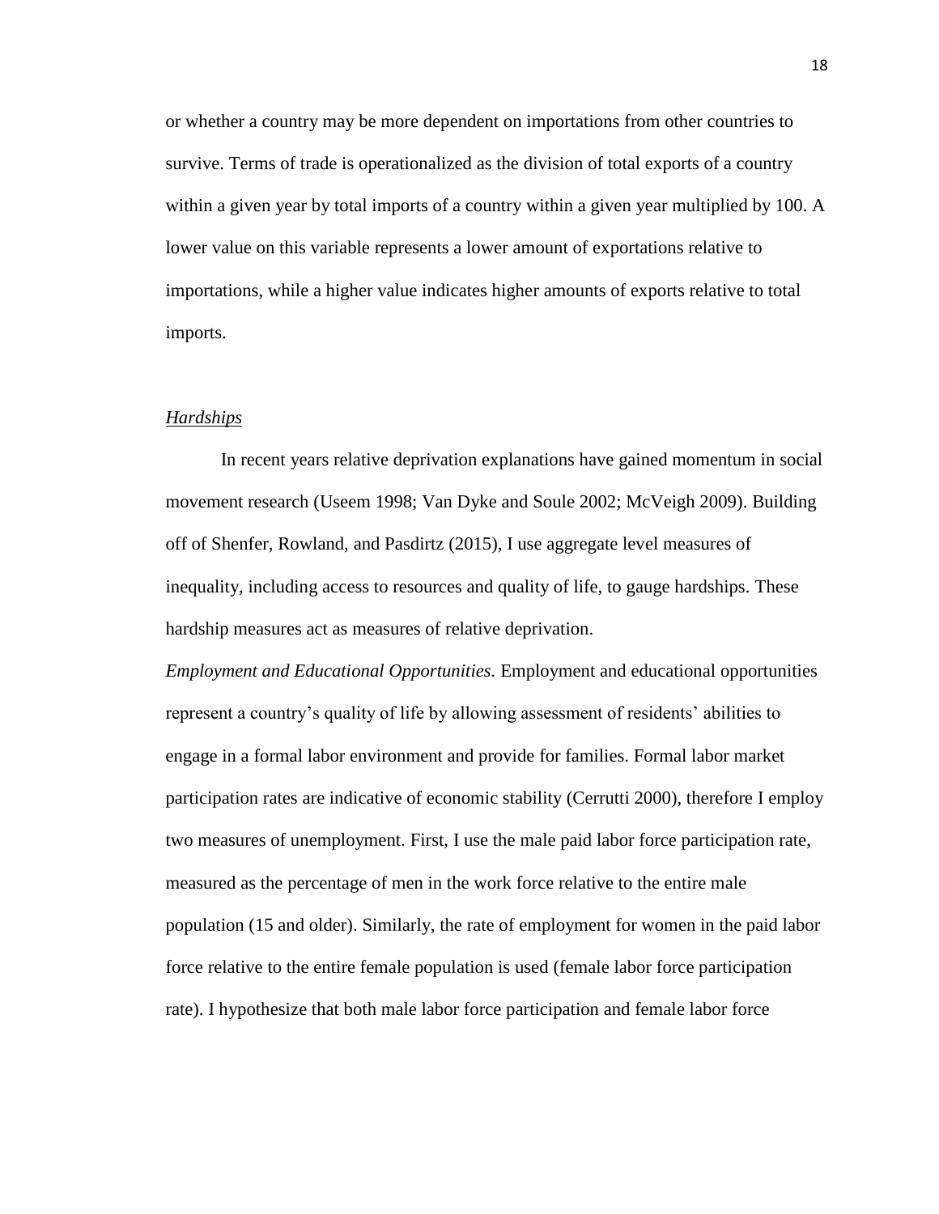or whether a country may be more dependent on importations from other countries to survive. Terms of trade is operationalized as the division of total exports of a country within a given year by total imports of a country within a given year multiplied by 100. A lower value on this variable represents a lower amount of exportations relative to importations, while a higher value indicates higher amounts of exports relative to total imports.

### *Hardships*

In recent years relative deprivation explanations have gained momentum in social movement research (Useem 1998; Van Dyke and Soule 2002; McVeigh 2009). Building off of Shenfer, Rowland, and Pasdirtz (2015), I use aggregate level measures of inequality, including access to resources and quality of life, to gauge hardships. These hardship measures act as measures of relative deprivation.

*Employment and Educational Opportunities.* Employment and educational opportunities represent a country's quality of life by allowing assessment of residents' abilities to engage in a formal labor environment and provide for families. Formal labor market participation rates are indicative of economic stability (Cerrutti 2000), therefore I employ two measures of unemployment. First, I use the male paid labor force participation rate, measured as the percentage of men in the work force relative to the entire male population (15 and older). Similarly, the rate of employment for women in the paid labor force relative to the entire female population is used (female labor force participation rate). I hypothesize that both male labor force participation and female labor force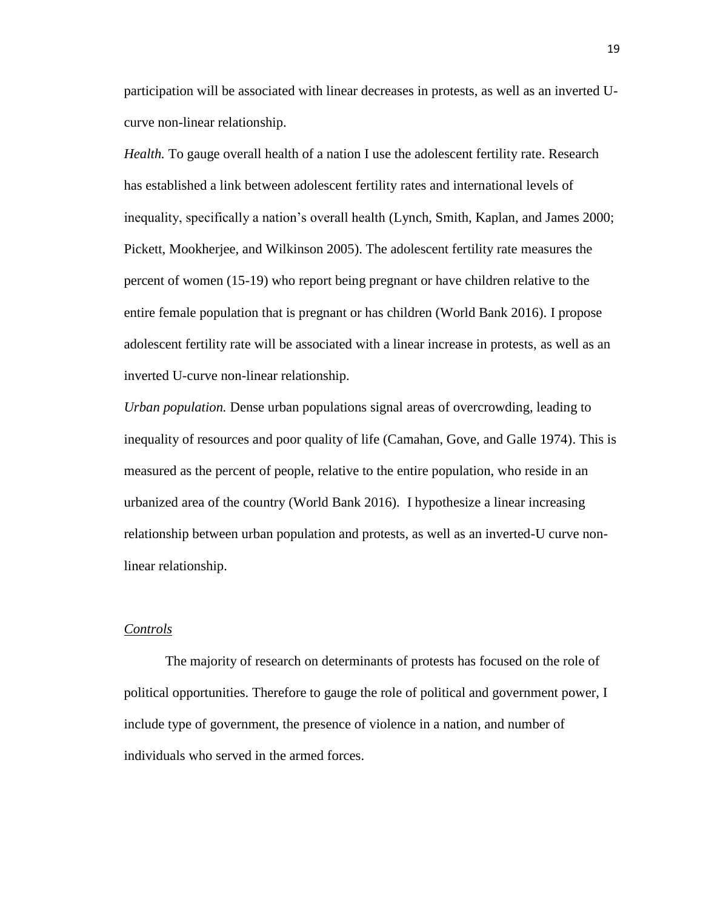participation will be associated with linear decreases in protests, as well as an inverted U-curve non-linear relationship.

*Health.* To gauge overall health of a nation I use the adolescent fertility rate. Research has established a link between adolescent fertility rates and international levels of inequality, specifically a nation's overall health (Lynch, Smith, Kaplan, and James 2000; Pickett, Mookherjee, and Wilkinson 2005). The adolescent fertility rate measures the percent of women (15-19) who report being pregnant or have children relative to the entire female population that is pregnant or has children (World Bank 2016). I propose adolescent fertility rate will be associated with a linear increase in protests, as well as an inverted U-curve non-linear relationship.

*Urban population.* Dense urban populations signal areas of overcrowding, leading to inequality of resources and poor quality of life (Camahan, Gove, and Galle 1974). This is measured as the percent of people, relative to the entire population, who reside in an urbanized area of the country (World Bank 2016). I hypothesize a linear increasing relationship between urban population and protests, as well as an inverted-U curve non-linear relationship.

### <u>*Controls*</u>

The majority of research on determinants of protests has focused on the role of political opportunities. Therefore to gauge the role of political and government power, I include type of government, the presence of violence in a nation, and number of individuals who served in the armed forces.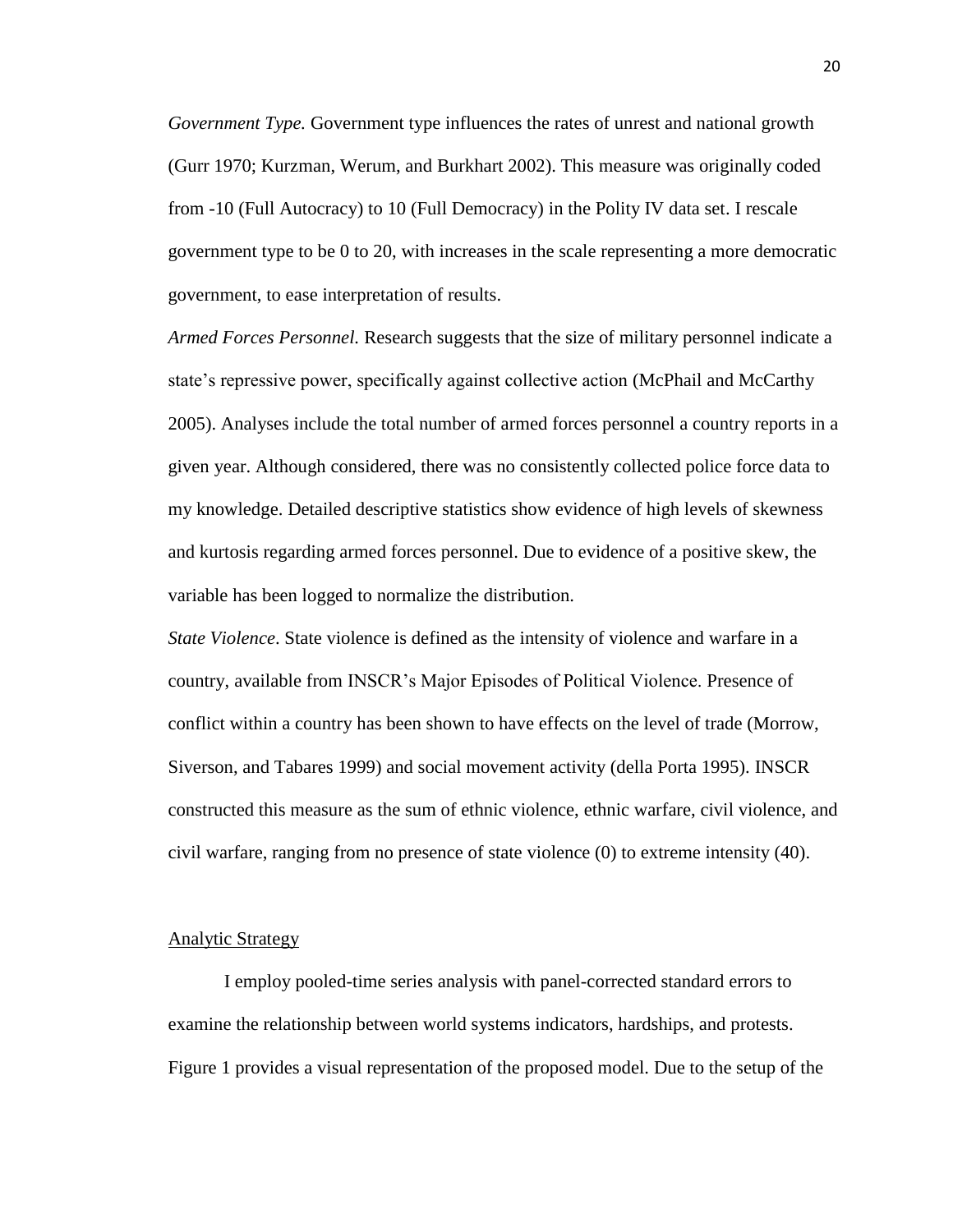*Government Type.* Government type influences the rates of unrest and national growth (Gurr 1970; Kurzman, Werum, and Burkhart 2002). This measure was originally coded from -10 (Full Autocracy) to 10 (Full Democracy) in the Polity IV data set. I rescale government type to be 0 to 20, with increases in the scale representing a more democratic government, to ease interpretation of results.

*Armed Forces Personnel.* Research suggests that the size of military personnel indicate a state's repressive power, specifically against collective action (McPhail and McCarthy 2005). Analyses include the total number of armed forces personnel a country reports in a given year. Although considered, there was no consistently collected police force data to my knowledge. Detailed descriptive statistics show evidence of high levels of skewness and kurtosis regarding armed forces personnel. Due to evidence of a positive skew, the variable has been logged to normalize the distribution.

*State Violence*. State violence is defined as the intensity of violence and warfare in a country, available from INSCR's Major Episodes of Political Violence. Presence of conflict within a country has been shown to have effects on the level of trade (Morrow, Siverson, and Tabares 1999) and social movement activity (della Porta 1995). INSCR constructed this measure as the sum of ethnic violence, ethnic warfare, civil violence, and civil warfare, ranging from no presence of state violence (0) to extreme intensity (40).

## Analytic Strategy

I employ pooled-time series analysis with panel-corrected standard errors to examine the relationship between world systems indicators, hardships, and protests. Figure 1 provides a visual representation of the proposed model. Due to the setup of the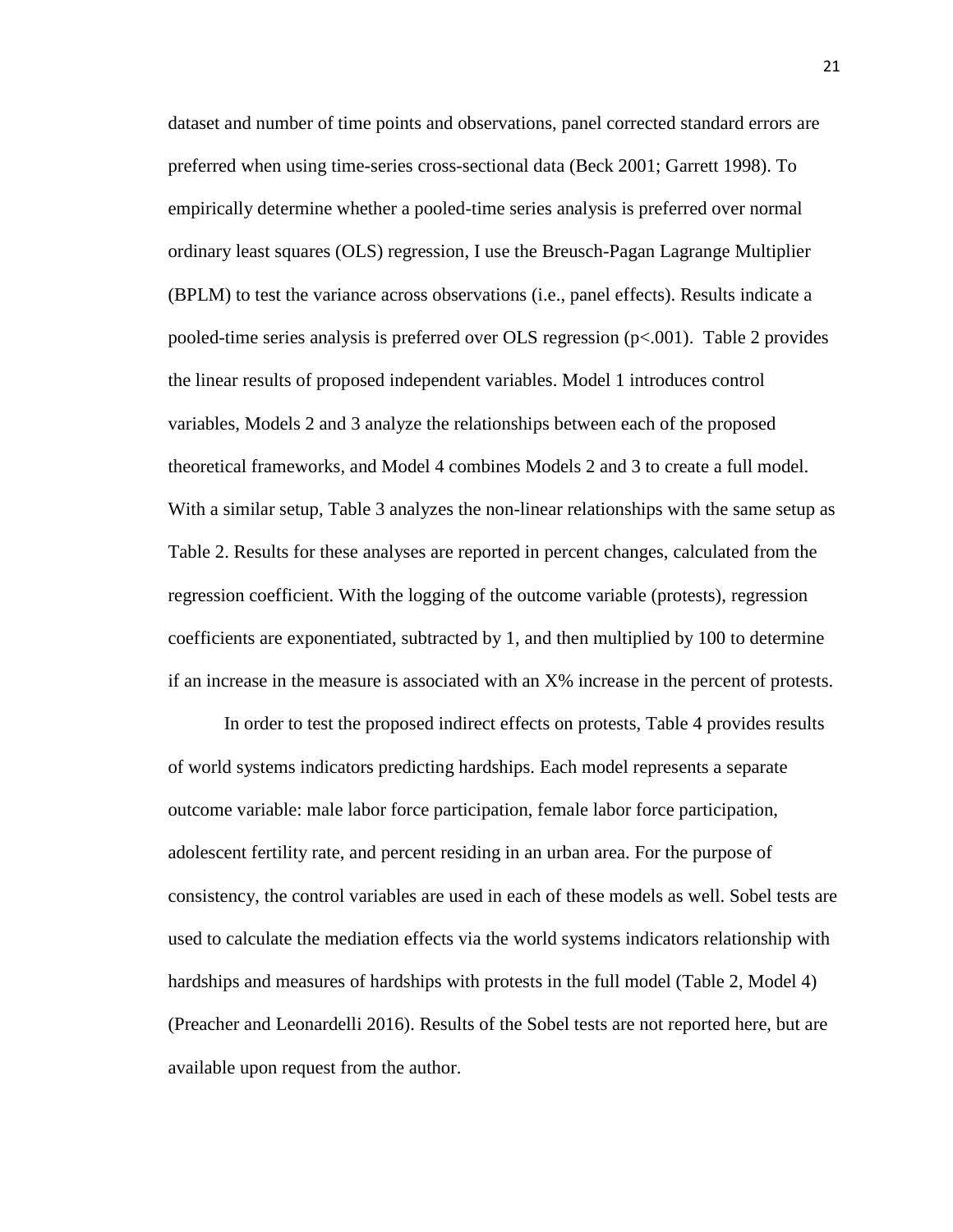dataset and number of time points and observations, panel corrected standard errors are preferred when using time-series cross-sectional data (Beck 2001; Garrett 1998). To empirically determine whether a pooled-time series analysis is preferred over normal ordinary least squares (OLS) regression, I use the Breusch-Pagan Lagrange Multiplier (BPLM) to test the variance across observations (i.e., panel effects). Results indicate a pooled-time series analysis is preferred over OLS regression ($p<.001$). Table 2 provides the linear results of proposed independent variables. Model 1 introduces control variables, Models 2 and 3 analyze the relationships between each of the proposed theoretical frameworks, and Model 4 combines Models 2 and 3 to create a full model. With a similar setup, Table 3 analyzes the non-linear relationships with the same setup as Table 2. Results for these analyses are reported in percent changes, calculated from the regression coefficient. With the logging of the outcome variable (protests), regression coefficients are exponentiated, subtracted by 1, and then multiplied by 100 to determine if an increase in the measure is associated with an X% increase in the percent of protests.

In order to test the proposed indirect effects on protests, Table 4 provides results of world systems indicators predicting hardships. Each model represents a separate outcome variable: male labor force participation, female labor force participation, adolescent fertility rate, and percent residing in an urban area. For the purpose of consistency, the control variables are used in each of these models as well. Sobel tests are used to calculate the mediation effects via the world systems indicators relationship with hardships and measures of hardships with protests in the full model (Table 2, Model 4) (Preacher and Leonardelli 2016). Results of the Sobel tests are not reported here, but are available upon request from the author.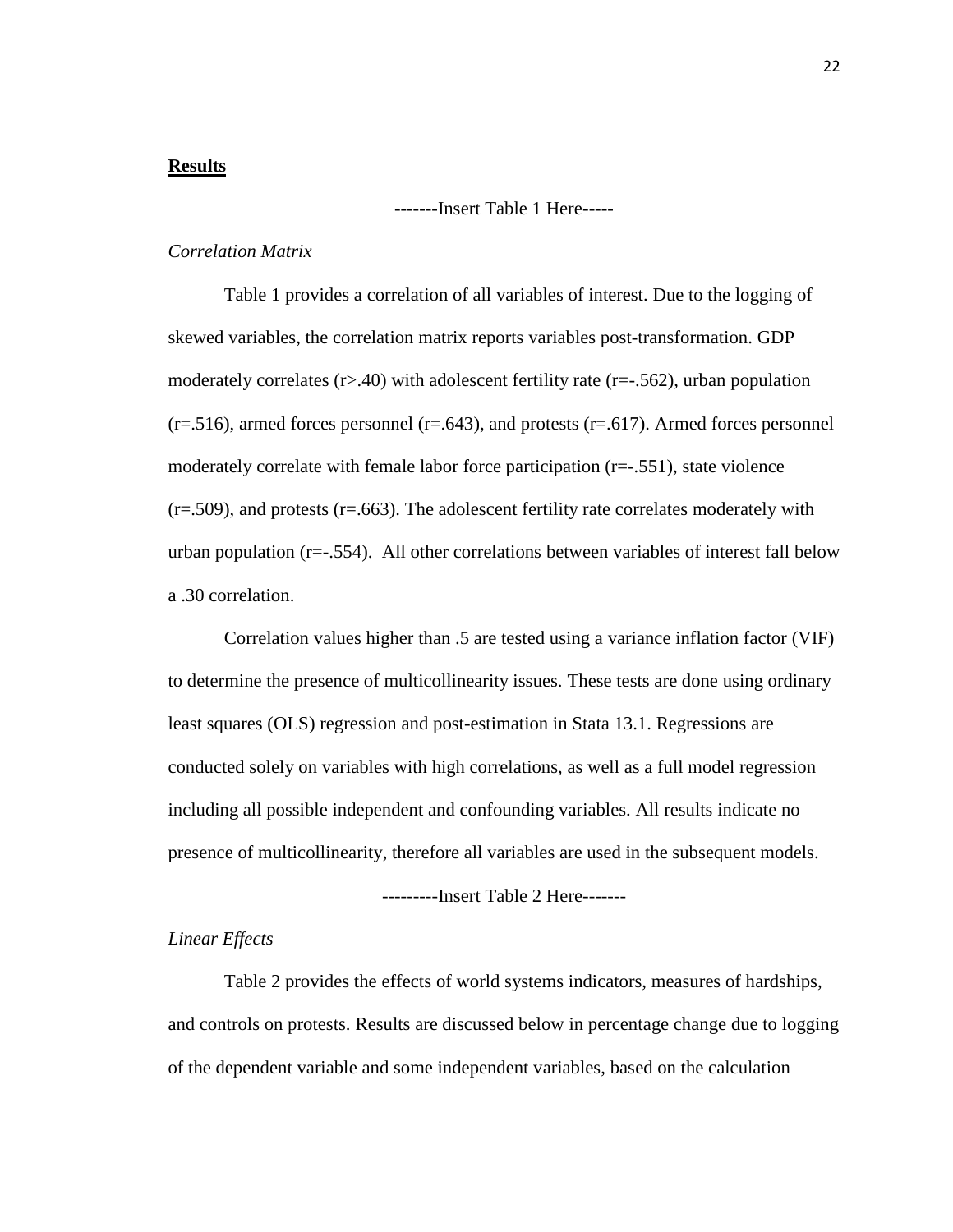**Results**

-------Insert Table 1 Here-----

*Correlation Matrix*

Table 1 provides a correlation of all variables of interest. Due to the logging of skewed variables, the correlation matrix reports variables post-transformation. GDP moderately correlates ($r>.40$) with adolescent fertility rate ($r=-.562$), urban population ($r=.516$), armed forces personnel ($r=.643$), and protests ($r=.617$). Armed forces personnel moderately correlate with female labor force participation ($r=-.551$), state violence ($r=.509$), and protests ($r=.663$). The adolescent fertility rate correlates moderately with urban population ($r=-.554$). All other correlations between variables of interest fall below a .30 correlation.

Correlation values higher than .5 are tested using a variance inflation factor (VIF) to determine the presence of multicollinearity issues. These tests are done using ordinary least squares (OLS) regression and post-estimation in Stata 13.1. Regressions are conducted solely on variables with high correlations, as well as a full model regression including all possible independent and confounding variables. All results indicate no presence of multicollinearity, therefore all variables are used in the subsequent models.

---------Insert Table 2 Here-------

*Linear Effects*

Table 2 provides the effects of world systems indicators, measures of hardships, and controls on protests. Results are discussed below in percentage change due to logging of the dependent variable and some independent variables, based on the calculation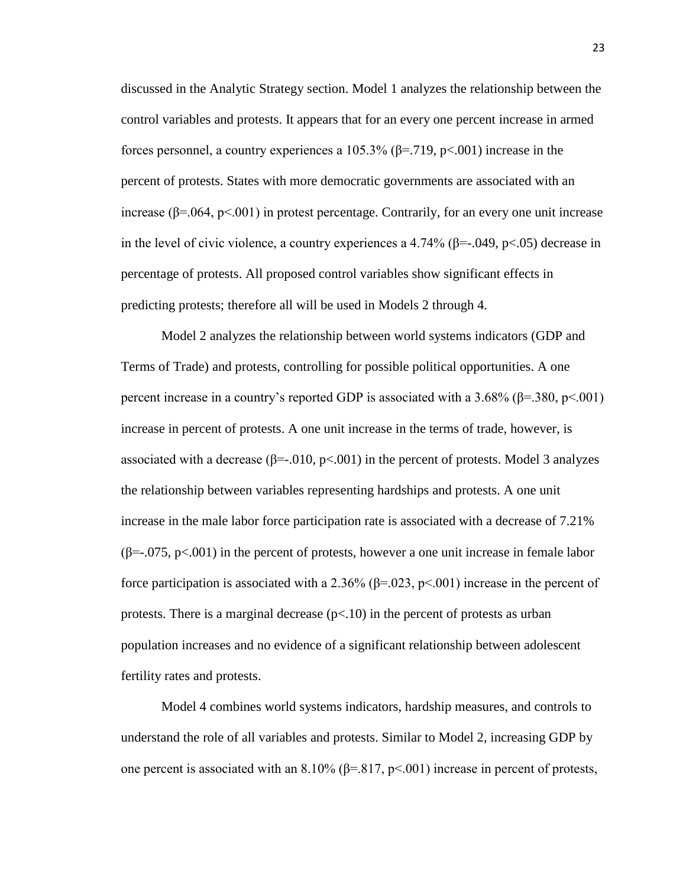discussed in the Analytic Strategy section. Model 1 analyzes the relationship between the control variables and protests. It appears that for an every one percent increase in armed forces personnel, a country experiences a 105.3% (β=.719, $p<.001$) increase in the percent of protests. States with more democratic governments are associated with an increase (β=.064, $p<.001$) in protest percentage. Contrarily, for an every one unit increase in the level of civic violence, a country experiences a 4.74% (β=-.049, $p<.05$) decrease in percentage of protests. All proposed control variables show significant effects in predicting protests; therefore all will be used in Models 2 through 4.

Model 2 analyzes the relationship between world systems indicators (GDP and Terms of Trade) and protests, controlling for possible political opportunities. A one percent increase in a country's reported GDP is associated with a 3.68% (β=.380, $p<.001$) increase in percent of protests. A one unit increase in the terms of trade, however, is associated with a decrease (β=-.010, $p<.001$) in the percent of protests. Model 3 analyzes the relationship between variables representing hardships and protests. A one unit increase in the male labor force participation rate is associated with a decrease of 7.21% (β=-.075, $p<.001$) in the percent of protests, however a one unit increase in female labor force participation is associated with a 2.36% (β=.023, $p<.001$) increase in the percent of protests. There is a marginal decrease ($p<.10$) in the percent of protests as urban population increases and no evidence of a significant relationship between adolescent fertility rates and protests.

Model 4 combines world systems indicators, hardship measures, and controls to understand the role of all variables and protests. Similar to Model 2, increasing GDP by one percent is associated with an 8.10% (β=.817, $p<.001$) increase in percent of protests,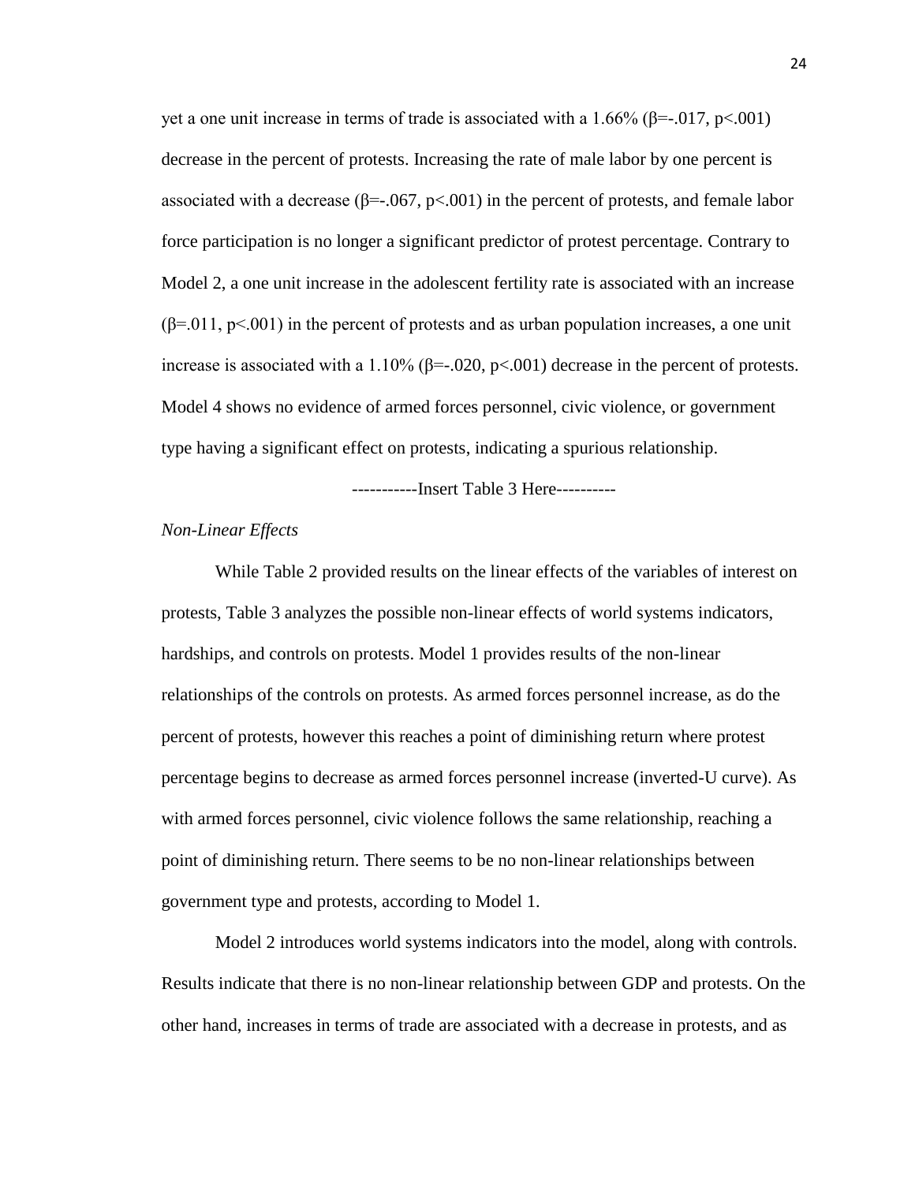yet a one unit increase in terms of trade is associated with a 1.66% ($\beta$=-.017, $p$<.001) decrease in the percent of protests. Increasing the rate of male labor by one percent is associated with a decrease ($\beta$=-.067, $p$<.001) in the percent of protests, and female labor force participation is no longer a significant predictor of protest percentage. Contrary to Model 2, a one unit increase in the adolescent fertility rate is associated with an increase ($\beta$=.011, $p$<.001) in the percent of protests and as urban population increases, a one unit increase is associated with a 1.10% ($\beta$=-.020, $p$<.001) decrease in the percent of protests. Model 4 shows no evidence of armed forces personnel, civic violence, or government type having a significant effect on protests, indicating a spurious relationship.

-----------Insert Table 3 Here----------

*Non-Linear Effects*

While Table 2 provided results on the linear effects of the variables of interest on protests, Table 3 analyzes the possible non-linear effects of world systems indicators, hardships, and controls on protests. Model 1 provides results of the non-linear relationships of the controls on protests. As armed forces personnel increase, as do the percent of protests, however this reaches a point of diminishing return where protest percentage begins to decrease as armed forces personnel increase (inverted-U curve). As with armed forces personnel, civic violence follows the same relationship, reaching a point of diminishing return. There seems to be no non-linear relationships between government type and protests, according to Model 1.

Model 2 introduces world systems indicators into the model, along with controls. Results indicate that there is no non-linear relationship between GDP and protests. On the other hand, increases in terms of trade are associated with a decrease in protests, and as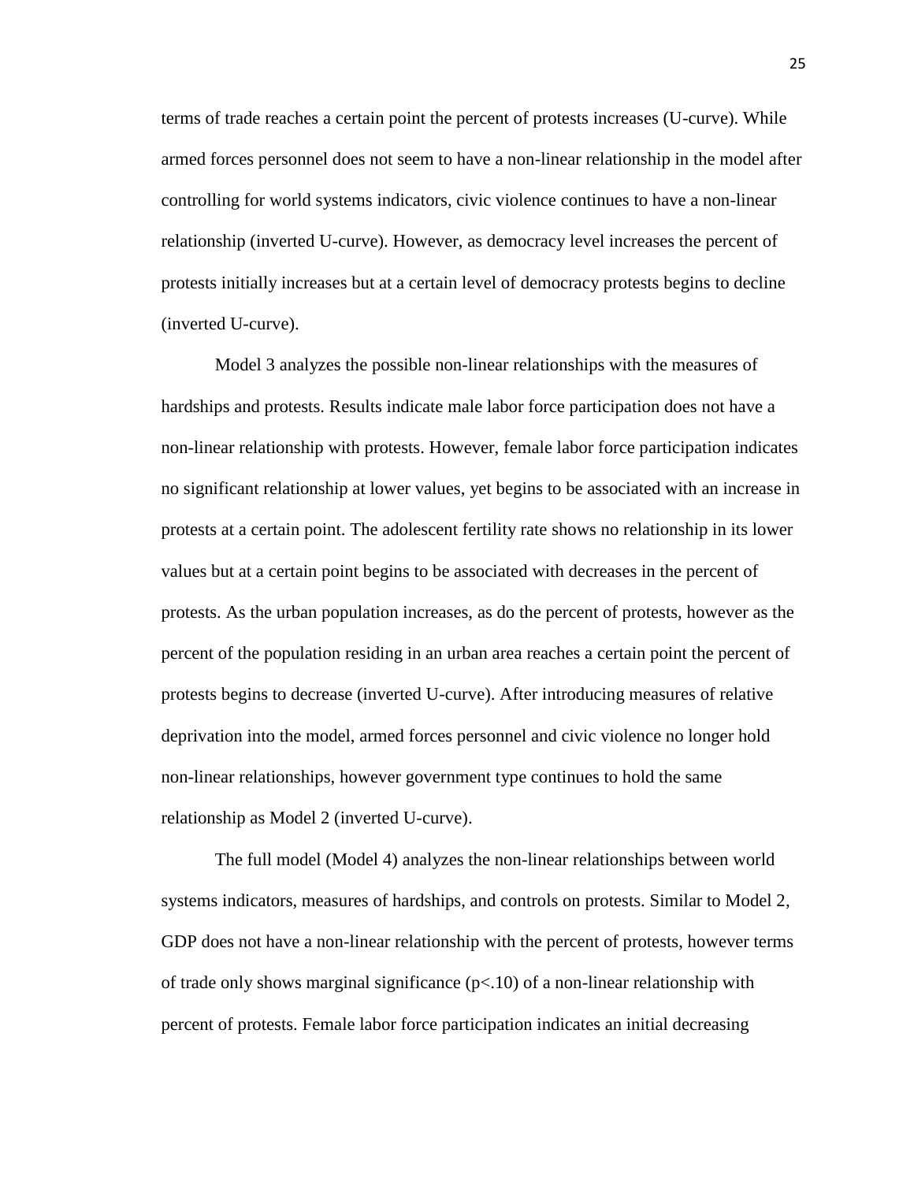terms of trade reaches a certain point the percent of protests increases (U-curve). While armed forces personnel does not seem to have a non-linear relationship in the model after controlling for world systems indicators, civic violence continues to have a non-linear relationship (inverted U-curve). However, as democracy level increases the percent of protests initially increases but at a certain level of democracy protests begins to decline (inverted U-curve).

Model 3 analyzes the possible non-linear relationships with the measures of hardships and protests. Results indicate male labor force participation does not have a non-linear relationship with protests. However, female labor force participation indicates no significant relationship at lower values, yet begins to be associated with an increase in protests at a certain point. The adolescent fertility rate shows no relationship in its lower values but at a certain point begins to be associated with decreases in the percent of protests. As the urban population increases, as do the percent of protests, however as the percent of the population residing in an urban area reaches a certain point the percent of protests begins to decrease (inverted U-curve). After introducing measures of relative deprivation into the model, armed forces personnel and civic violence no longer hold non-linear relationships, however government type continues to hold the same relationship as Model 2 (inverted U-curve).

The full model (Model 4) analyzes the non-linear relationships between world systems indicators, measures of hardships, and controls on protests. Similar to Model 2, GDP does not have a non-linear relationship with the percent of protests, however terms of trade only shows marginal significance ($p<.10$) of a non-linear relationship with percent of protests. Female labor force participation indicates an initial decreasing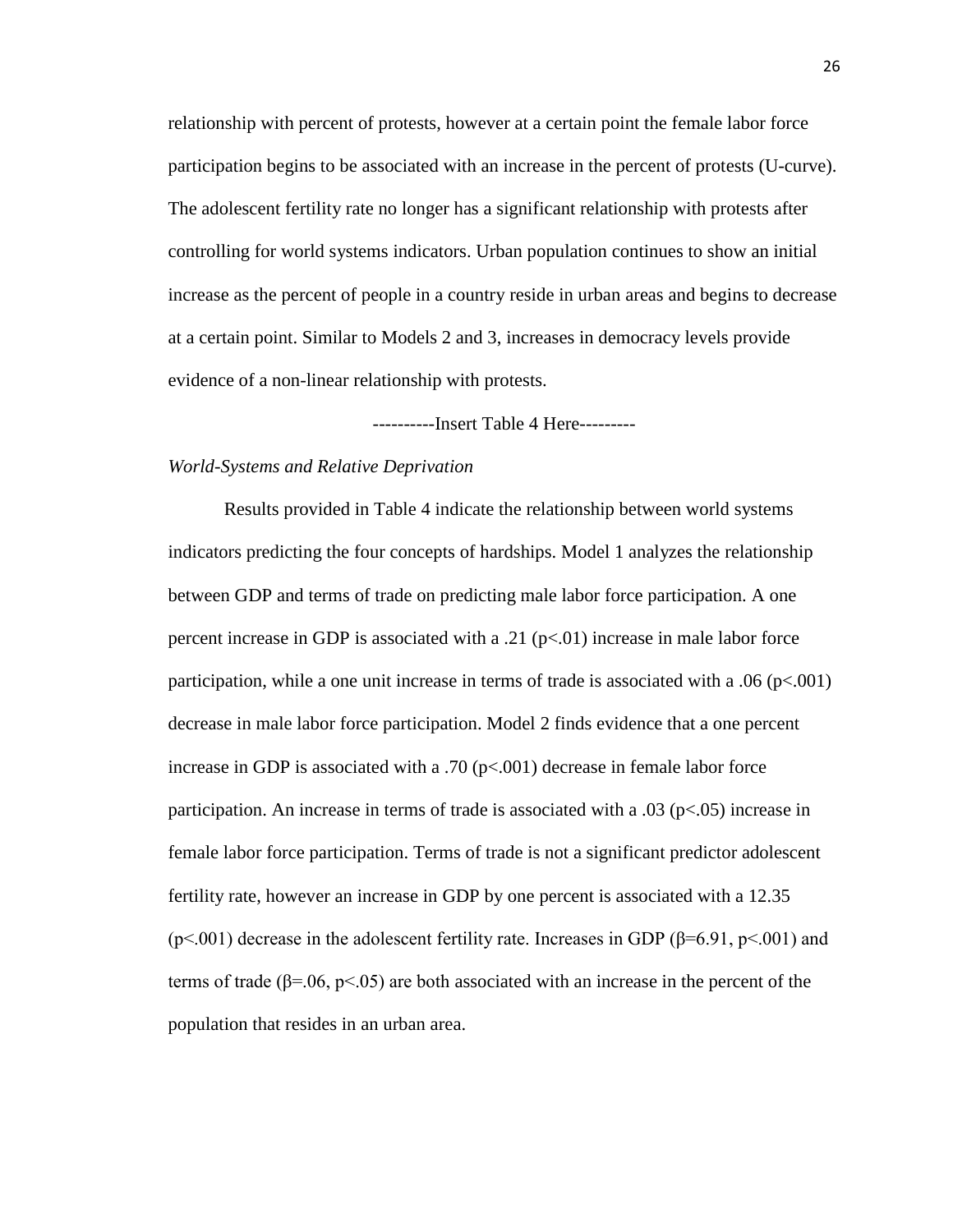relationship with percent of protests, however at a certain point the female labor force participation begins to be associated with an increase in the percent of protests (U-curve). The adolescent fertility rate no longer has a significant relationship with protests after controlling for world systems indicators. Urban population continues to show an initial increase as the percent of people in a country reside in urban areas and begins to decrease at a certain point. Similar to Models 2 and 3, increases in democracy levels provide evidence of a non-linear relationship with protests.

----------Insert Table 4 Here---------

*World-Systems and Relative Deprivation*

Results provided in Table 4 indicate the relationship between world systems indicators predicting the four concepts of hardships. Model 1 analyzes the relationship between GDP and terms of trade on predicting male labor force participation. A one percent increase in GDP is associated with a .21 ($p<.01$) increase in male labor force participation, while a one unit increase in terms of trade is associated with a .06 ($p<.001$) decrease in male labor force participation. Model 2 finds evidence that a one percent increase in GDP is associated with a .70 ($p<.001$) decrease in female labor force participation. An increase in terms of trade is associated with a .03 ($p<.05$) increase in female labor force participation. Terms of trade is not a significant predictor adolescent fertility rate, however an increase in GDP by one percent is associated with a 12.35 ($p<.001$) decrease in the adolescent fertility rate. Increases in GDP ($\beta=6.91$, $p<.001$) and terms of trade ($\beta=.06$, $p<.05$) are both associated with an increase in the percent of the population that resides in an urban area.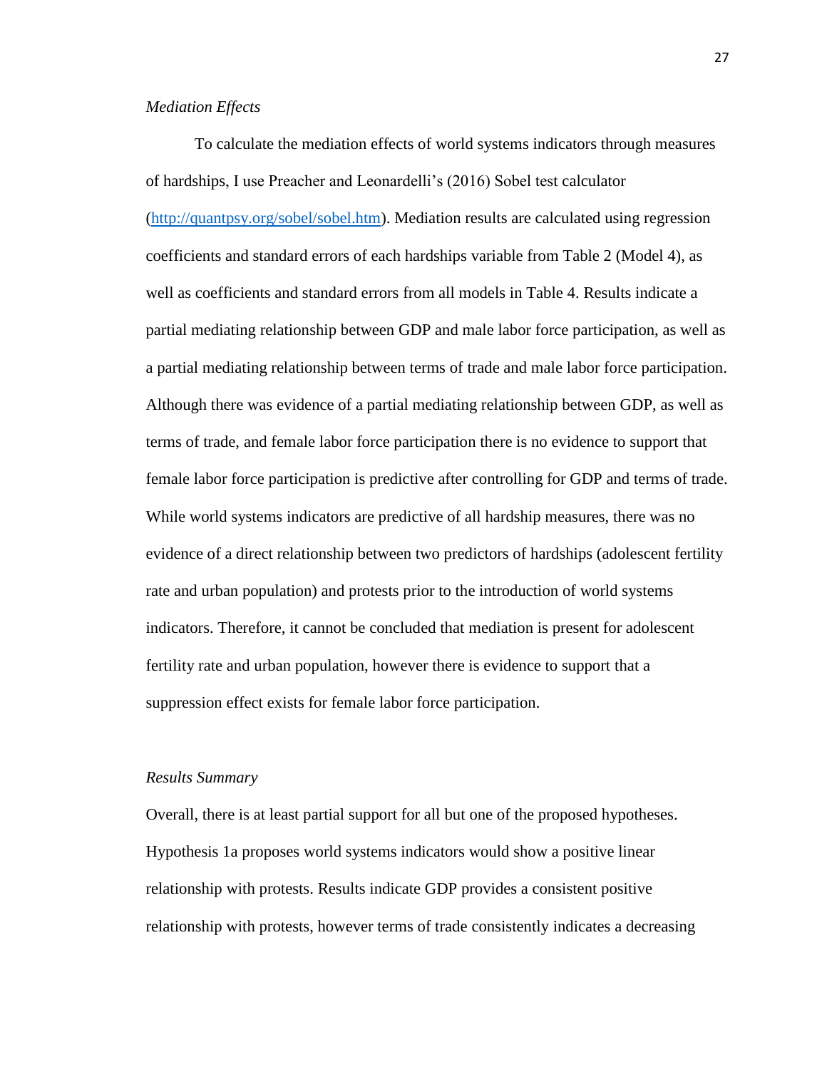*Mediation Effects*

To calculate the mediation effects of world systems indicators through measures of hardships, I use Preacher and Leonardelli's (2016) Sobel test calculator (http://quantpsy.org/sobel/sobel.htm). Mediation results are calculated using regression coefficients and standard errors of each hardships variable from Table 2 (Model 4), as well as coefficients and standard errors from all models in Table 4. Results indicate a partial mediating relationship between GDP and male labor force participation, as well as a partial mediating relationship between terms of trade and male labor force participation. Although there was evidence of a partial mediating relationship between GDP, as well as terms of trade, and female labor force participation there is no evidence to support that female labor force participation is predictive after controlling for GDP and terms of trade. While world systems indicators are predictive of all hardship measures, there was no evidence of a direct relationship between two predictors of hardships (adolescent fertility rate and urban population) and protests prior to the introduction of world systems indicators. Therefore, it cannot be concluded that mediation is present for adolescent fertility rate and urban population, however there is evidence to support that a suppression effect exists for female labor force participation.

*Results Summary*

Overall, there is at least partial support for all but one of the proposed hypotheses. Hypothesis 1a proposes world systems indicators would show a positive linear relationship with protests. Results indicate GDP provides a consistent positive relationship with protests, however terms of trade consistently indicates a decreasing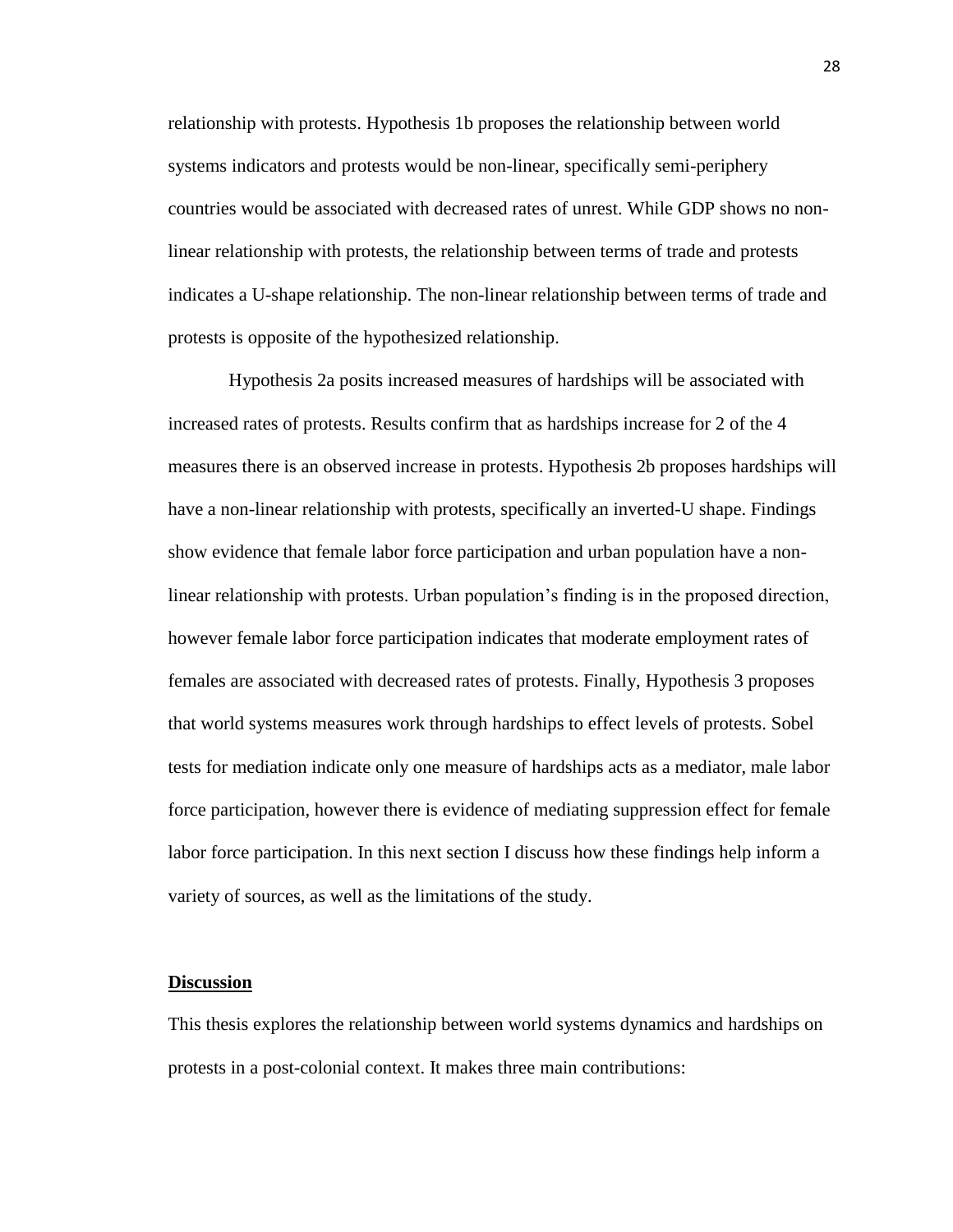relationship with protests. Hypothesis 1b proposes the relationship between world systems indicators and protests would be non-linear, specifically semi-periphery countries would be associated with decreased rates of unrest. While GDP shows no non-linear relationship with protests, the relationship between terms of trade and protests indicates a U-shape relationship. The non-linear relationship between terms of trade and protests is opposite of the hypothesized relationship.

Hypothesis 2a posits increased measures of hardships will be associated with increased rates of protests. Results confirm that as hardships increase for 2 of the 4 measures there is an observed increase in protests. Hypothesis 2b proposes hardships will have a non-linear relationship with protests, specifically an inverted-U shape. Findings show evidence that female labor force participation and urban population have a non-linear relationship with protests. Urban population's finding is in the proposed direction, however female labor force participation indicates that moderate employment rates of females are associated with decreased rates of protests. Finally, Hypothesis 3 proposes that world systems measures work through hardships to effect levels of protests. Sobel tests for mediation indicate only one measure of hardships acts as a mediator, male labor force participation, however there is evidence of mediating suppression effect for female labor force participation. In this next section I discuss how these findings help inform a variety of sources, as well as the limitations of the study.

## Discussion

This thesis explores the relationship between world systems dynamics and hardships on protests in a post-colonial context. It makes three main contributions: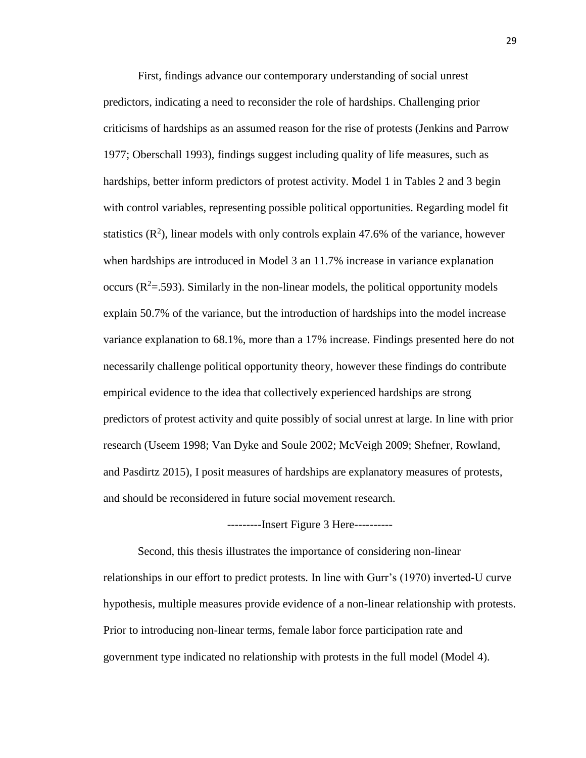First, findings advance our contemporary understanding of social unrest predictors, indicating a need to reconsider the role of hardships. Challenging prior criticisms of hardships as an assumed reason for the rise of protests (Jenkins and Parrow 1977; Oberschall 1993), findings suggest including quality of life measures, such as hardships, better inform predictors of protest activity. Model 1 in Tables 2 and 3 begin with control variables, representing possible political opportunities. Regarding model fit statistics ($R^2$), linear models with only controls explain 47.6% of the variance, however when hardships are introduced in Model 3 an 11.7% increase in variance explanation occurs ($R^2$=.593). Similarly in the non-linear models, the political opportunity models explain 50.7% of the variance, but the introduction of hardships into the model increase variance explanation to 68.1%, more than a 17% increase. Findings presented here do not necessarily challenge political opportunity theory, however these findings do contribute empirical evidence to the idea that collectively experienced hardships are strong predictors of protest activity and quite possibly of social unrest at large. In line with prior research (Useem 1998; Van Dyke and Soule 2002; McVeigh 2009; Shefner, Rowland, and Pasdirtz 2015), I posit measures of hardships are explanatory measures of protests, and should be reconsidered in future social movement research.

---------Insert Figure 3 Here----------

Second, this thesis illustrates the importance of considering non-linear relationships in our effort to predict protests. In line with Gurr's (1970) inverted-U curve hypothesis, multiple measures provide evidence of a non-linear relationship with protests. Prior to introducing non-linear terms, female labor force participation rate and government type indicated no relationship with protests in the full model (Model 4).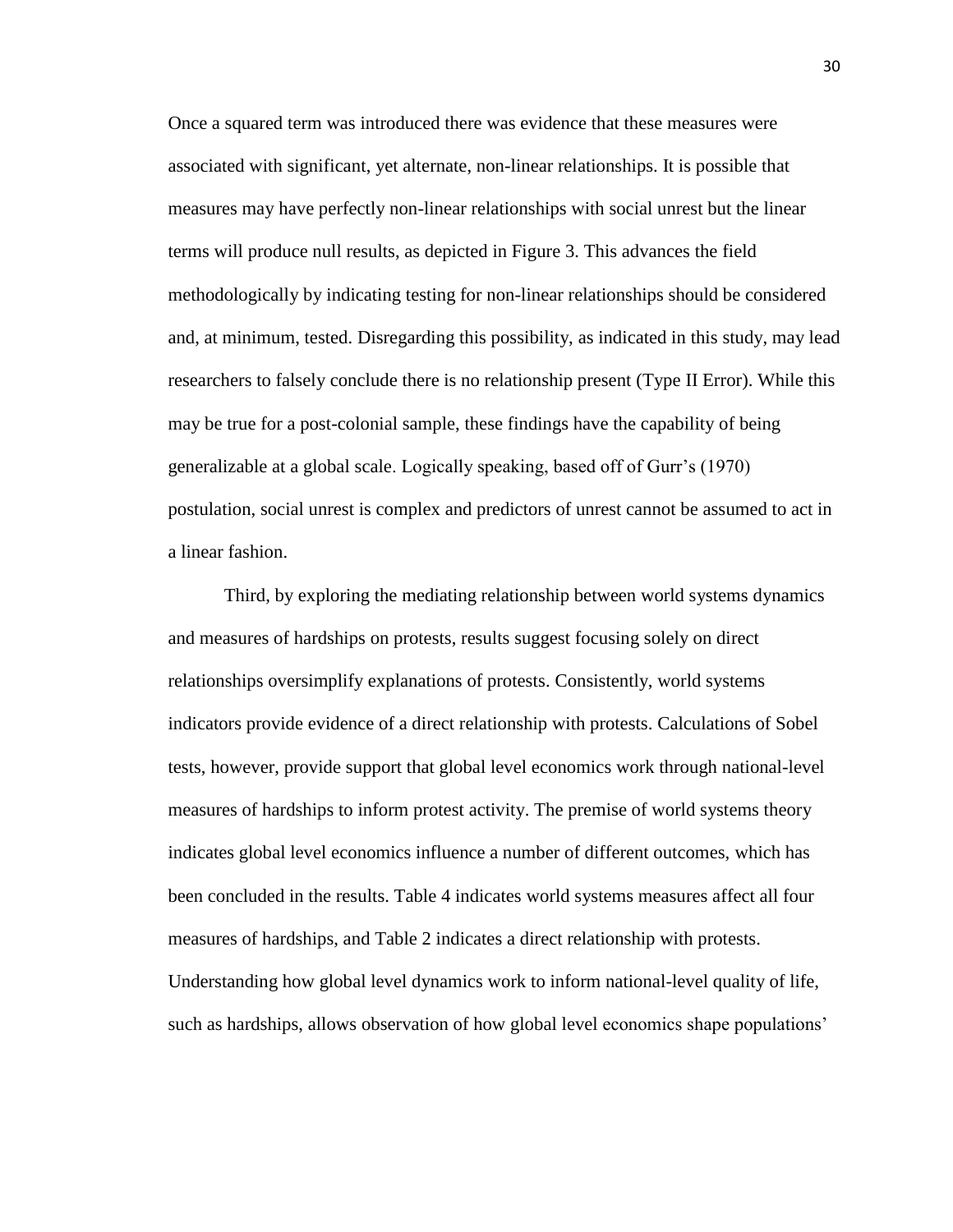Once a squared term was introduced there was evidence that these measures were associated with significant, yet alternate, non-linear relationships. It is possible that measures may have perfectly non-linear relationships with social unrest but the linear terms will produce null results, as depicted in Figure 3. This advances the field methodologically by indicating testing for non-linear relationships should be considered and, at minimum, tested. Disregarding this possibility, as indicated in this study, may lead researchers to falsely conclude there is no relationship present (Type II Error). While this may be true for a post-colonial sample, these findings have the capability of being generalizable at a global scale. Logically speaking, based off of Gurr's (1970) postulation, social unrest is complex and predictors of unrest cannot be assumed to act in a linear fashion.

Third, by exploring the mediating relationship between world systems dynamics and measures of hardships on protests, results suggest focusing solely on direct relationships oversimplify explanations of protests. Consistently, world systems indicators provide evidence of a direct relationship with protests. Calculations of Sobel tests, however, provide support that global level economics work through national-level measures of hardships to inform protest activity. The premise of world systems theory indicates global level economics influence a number of different outcomes, which has been concluded in the results. Table 4 indicates world systems measures affect all four measures of hardships, and Table 2 indicates a direct relationship with protests. Understanding how global level dynamics work to inform national-level quality of life, such as hardships, allows observation of how global level economics shape populations'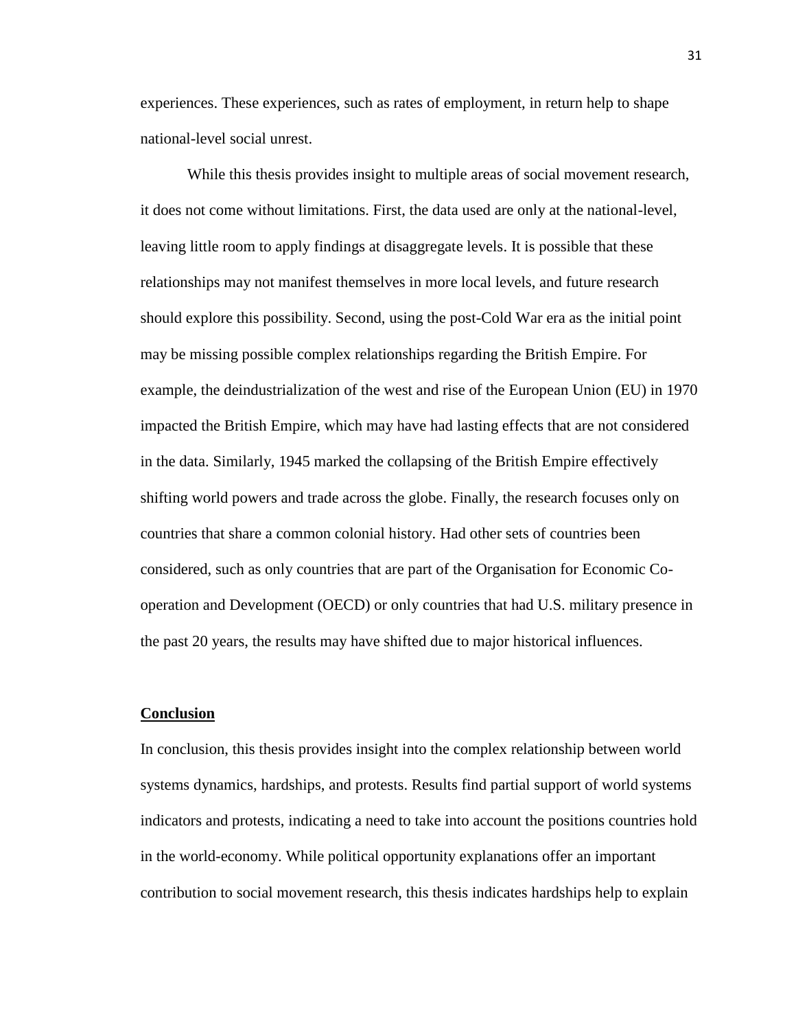experiences. These experiences, such as rates of employment, in return help to shape national-level social unrest.

While this thesis provides insight to multiple areas of social movement research, it does not come without limitations. First, the data used are only at the national-level, leaving little room to apply findings at disaggregate levels. It is possible that these relationships may not manifest themselves in more local levels, and future research should explore this possibility. Second, using the post-Cold War era as the initial point may be missing possible complex relationships regarding the British Empire. For example, the deindustrialization of the west and rise of the European Union (EU) in 1970 impacted the British Empire, which may have had lasting effects that are not considered in the data. Similarly, 1945 marked the collapsing of the British Empire effectively shifting world powers and trade across the globe. Finally, the research focuses only on countries that share a common colonial history. Had other sets of countries been considered, such as only countries that are part of the Organisation for Economic Co-operation and Development (OECD) or only countries that had U.S. military presence in the past 20 years, the results may have shifted due to major historical influences.

## **Conclusion**

In conclusion, this thesis provides insight into the complex relationship between world systems dynamics, hardships, and protests. Results find partial support of world systems indicators and protests, indicating a need to take into account the positions countries hold in the world-economy. While political opportunity explanations offer an important contribution to social movement research, this thesis indicates hardships help to explain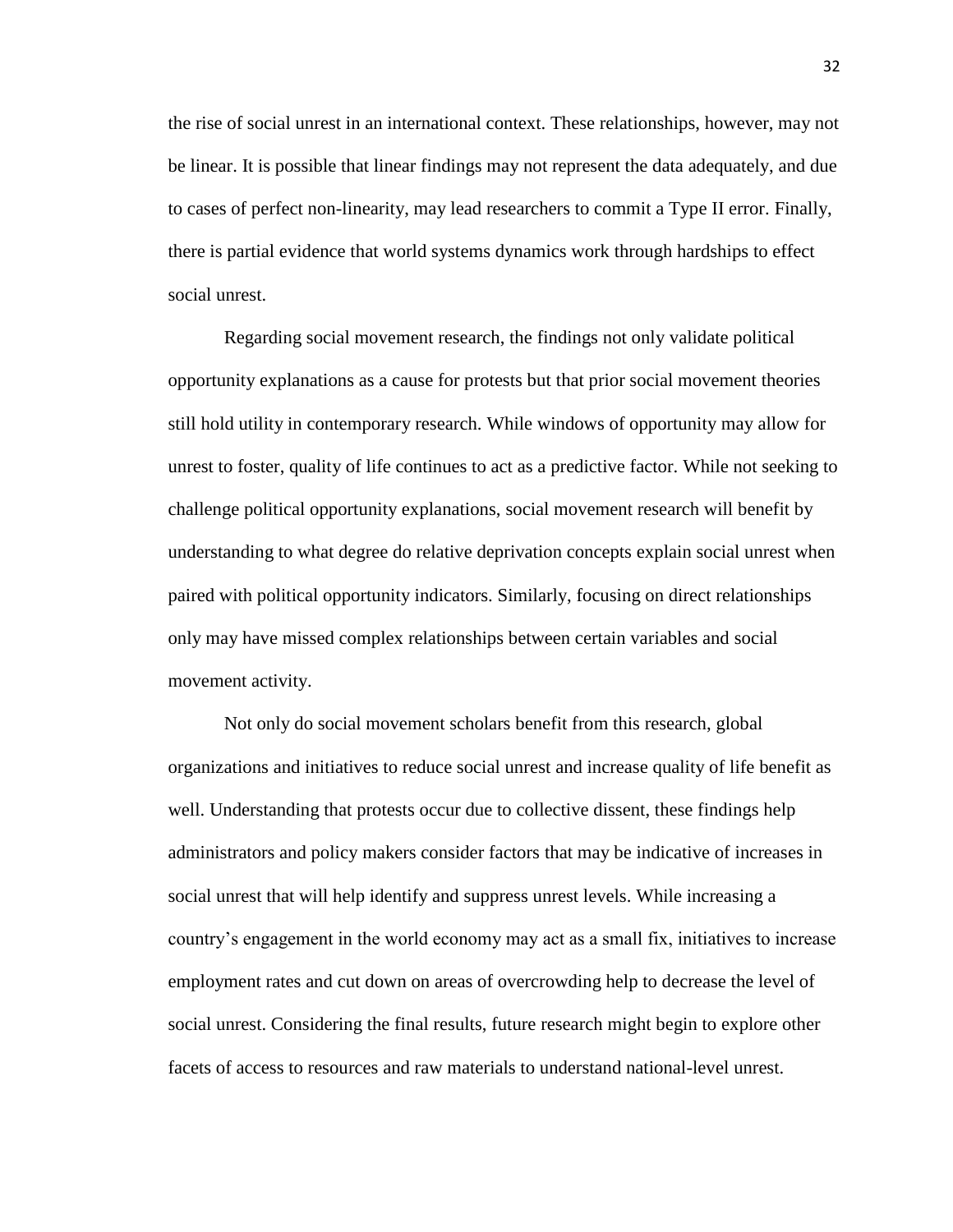the rise of social unrest in an international context. These relationships, however, may not be linear. It is possible that linear findings may not represent the data adequately, and due to cases of perfect non-linearity, may lead researchers to commit a Type II error. Finally, there is partial evidence that world systems dynamics work through hardships to effect social unrest.

Regarding social movement research, the findings not only validate political opportunity explanations as a cause for protests but that prior social movement theories still hold utility in contemporary research. While windows of opportunity may allow for unrest to foster, quality of life continues to act as a predictive factor. While not seeking to challenge political opportunity explanations, social movement research will benefit by understanding to what degree do relative deprivation concepts explain social unrest when paired with political opportunity indicators. Similarly, focusing on direct relationships only may have missed complex relationships between certain variables and social movement activity.

Not only do social movement scholars benefit from this research, global organizations and initiatives to reduce social unrest and increase quality of life benefit as well. Understanding that protests occur due to collective dissent, these findings help administrators and policy makers consider factors that may be indicative of increases in social unrest that will help identify and suppress unrest levels. While increasing a country's engagement in the world economy may act as a small fix, initiatives to increase employment rates and cut down on areas of overcrowding help to decrease the level of social unrest. Considering the final results, future research might begin to explore other facets of access to resources and raw materials to understand national-level unrest.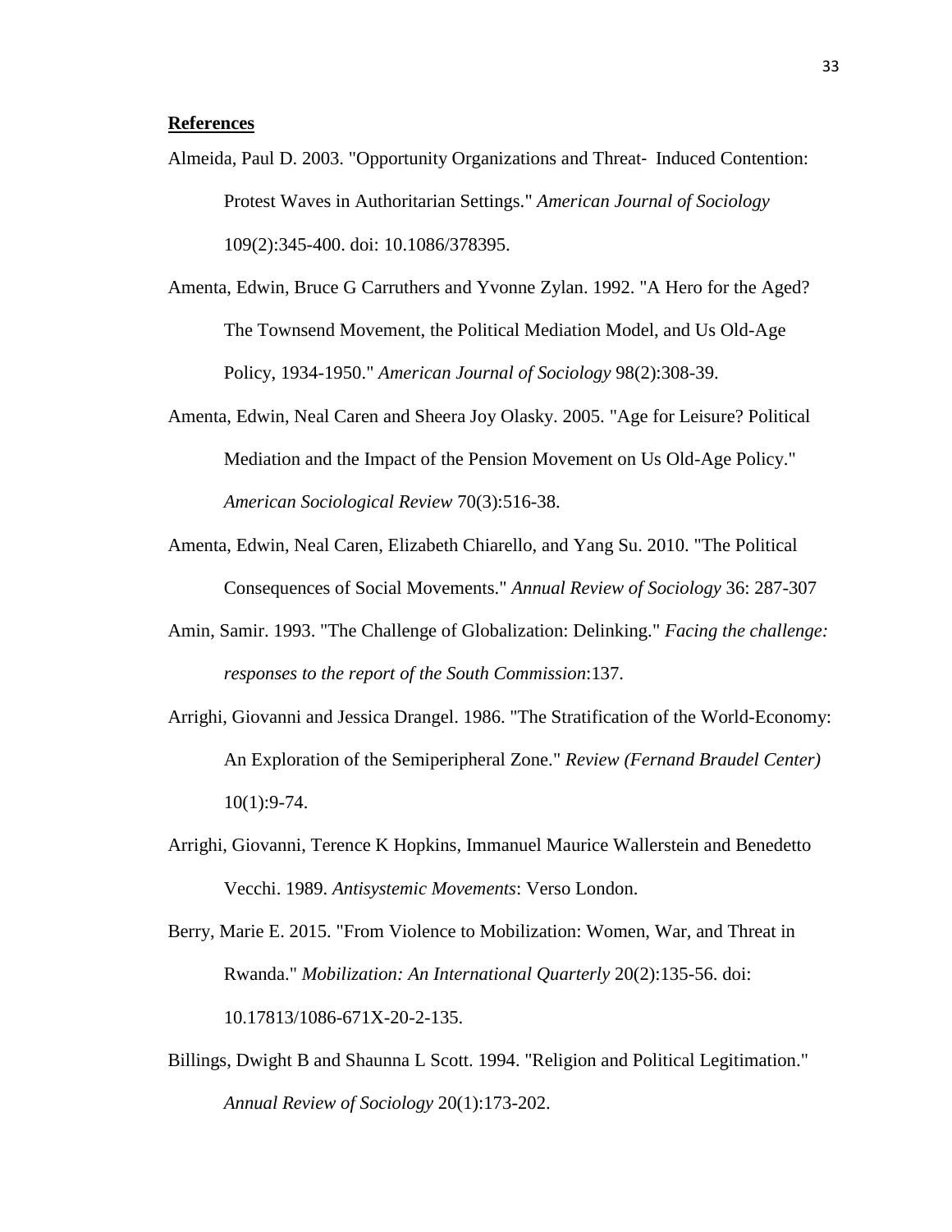**References**

Almeida, Paul D. 2003. "Opportunity Organizations and Threat- Induced Contention: Protest Waves in Authoritarian Settings." *American Journal of Sociology* 109(2):345-400. doi: 10.1086/378395.

Amenta, Edwin, Bruce G Carruthers and Yvonne Zylan. 1992. "A Hero for the Aged? The Townsend Movement, the Political Mediation Model, and Us Old-Age Policy, 1934-1950." *American Journal of Sociology* 98(2):308-39.

Amenta, Edwin, Neal Caren and Sheera Joy Olasky. 2005. "Age for Leisure? Political Mediation and the Impact of the Pension Movement on Us Old-Age Policy." *American Sociological Review* 70(3):516-38.

Amenta, Edwin, Neal Caren, Elizabeth Chiarello, and Yang Su. 2010. "The Political Consequences of Social Movements." *Annual Review of Sociology* 36: 287-307

Amin, Samir. 1993. "The Challenge of Globalization: Delinking." *Facing the challenge: responses to the report of the South Commission*:137.

Arrighi, Giovanni and Jessica Drangel. 1986. "The Stratification of the World-Economy: An Exploration of the Semiperipheral Zone." *Review (Fernand Braudel Center)* 10(1):9-74.

Arrighi, Giovanni, Terence K Hopkins, Immanuel Maurice Wallerstein and Benedetto Vecchi. 1989. *Antisystemic Movements*: Verso London.

Berry, Marie E. 2015. "From Violence to Mobilization: Women, War, and Threat in Rwanda." *Mobilization: An International Quarterly* 20(2):135-56. doi: 10.17813/1086-671X-20-2-135.

Billings, Dwight B and Shaunna L Scott. 1994. "Religion and Political Legitimation." *Annual Review of Sociology* 20(1):173-202.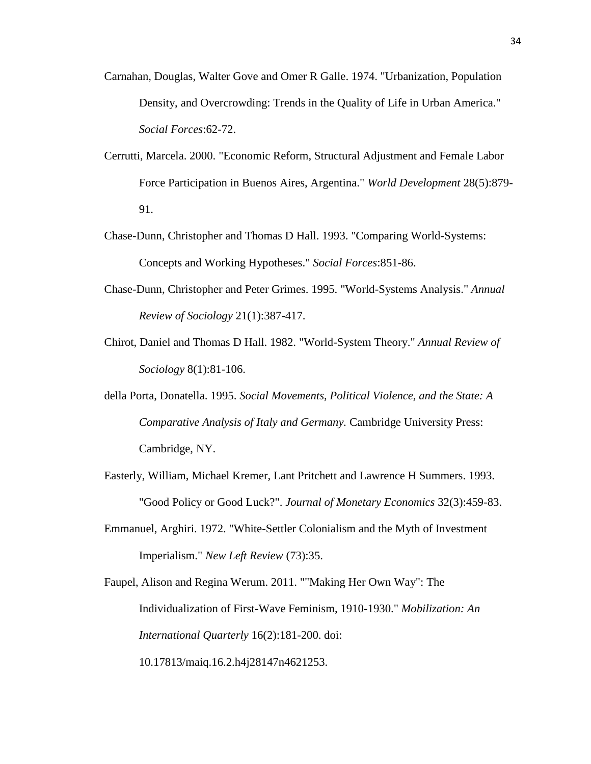Carnahan, Douglas, Walter Gove and Omer R Galle. 1974. "Urbanization, Population Density, and Overcrowding: Trends in the Quality of Life in Urban America." *Social Forces*:62-72.

Cerrutti, Marcela. 2000. "Economic Reform, Structural Adjustment and Female Labor Force Participation in Buenos Aires, Argentina." *World Development* 28(5):879-91.

Chase-Dunn, Christopher and Thomas D Hall. 1993. "Comparing World-Systems: Concepts and Working Hypotheses." *Social Forces*:851-86.

Chase-Dunn, Christopher and Peter Grimes. 1995. "World-Systems Analysis." *Annual Review of Sociology* 21(1):387-417.

Chirot, Daniel and Thomas D Hall. 1982. "World-System Theory." *Annual Review of Sociology* 8(1):81-106.

della Porta, Donatella. 1995. *Social Movements, Political Violence, and the State: A Comparative Analysis of Italy and Germany.* Cambridge University Press: Cambridge, NY.

Easterly, William, Michael Kremer, Lant Pritchett and Lawrence H Summers. 1993. "Good Policy or Good Luck?". *Journal of Monetary Economics* 32(3):459-83.

Emmanuel, Arghiri. 1972. "White-Settler Colonialism and the Myth of Investment Imperialism." *New Left Review* (73):35.

Faupel, Alison and Regina Werum. 2011. ""Making Her Own Way": The Individualization of First-Wave Feminism, 1910-1930." *Mobilization: An International Quarterly* 16(2):181-200. doi: 10.17813/maiq.16.2.h4j28147n4621253.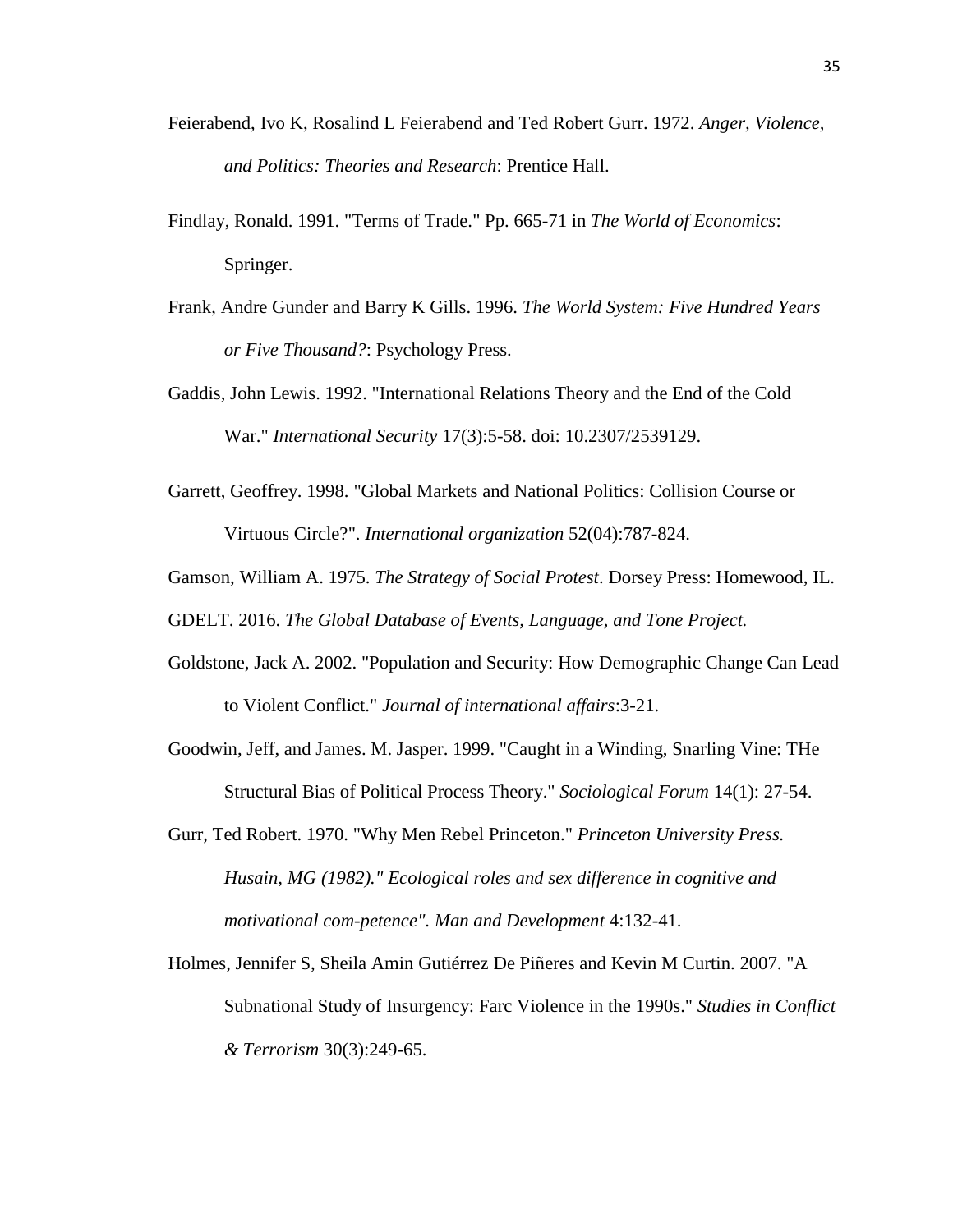Feierabend, Ivo K, Rosalind L Feierabend and Ted Robert Gurr. 1972. *Anger, Violence, and Politics: Theories and Research*: Prentice Hall.

Findlay, Ronald. 1991. "Terms of Trade." Pp. 665-71 in *The World of Economics*: Springer.

Frank, Andre Gunder and Barry K Gills. 1996. *The World System: Five Hundred Years or Five Thousand?*: Psychology Press.

Gaddis, John Lewis. 1992. "International Relations Theory and the End of the Cold War." *International Security* 17(3):5-58. doi: 10.2307/2539129.

Garrett, Geoffrey. 1998. "Global Markets and National Politics: Collision Course or Virtuous Circle?". *International organization* 52(04):787-824.

Gamson, William A. 1975. *The Strategy of Social Protest*. Dorsey Press: Homewood, IL.

GDELT. 2016. *The Global Database of Events, Language, and Tone Project.*

Goldstone, Jack A. 2002. "Population and Security: How Demographic Change Can Lead to Violent Conflict." *Journal of international affairs*:3-21.

Goodwin, Jeff, and James. M. Jasper. 1999. "Caught in a Winding, Snarling Vine: THe Structural Bias of Political Process Theory." *Sociological Forum* 14(1): 27-54.

Gurr, Ted Robert. 1970. "Why Men Rebel Princeton." *Princeton University Press. Husain, MG (1982)." Ecological roles and sex difference in cognitive and motivational com-petence". Man and Development* 4:132-41.

Holmes, Jennifer S, Sheila Amin Gutiérrez De Piñeres and Kevin M Curtin. 2007. "A Subnational Study of Insurgency: Farc Violence in the 1990s." *Studies in Conflict & Terrorism* 30(3):249-65.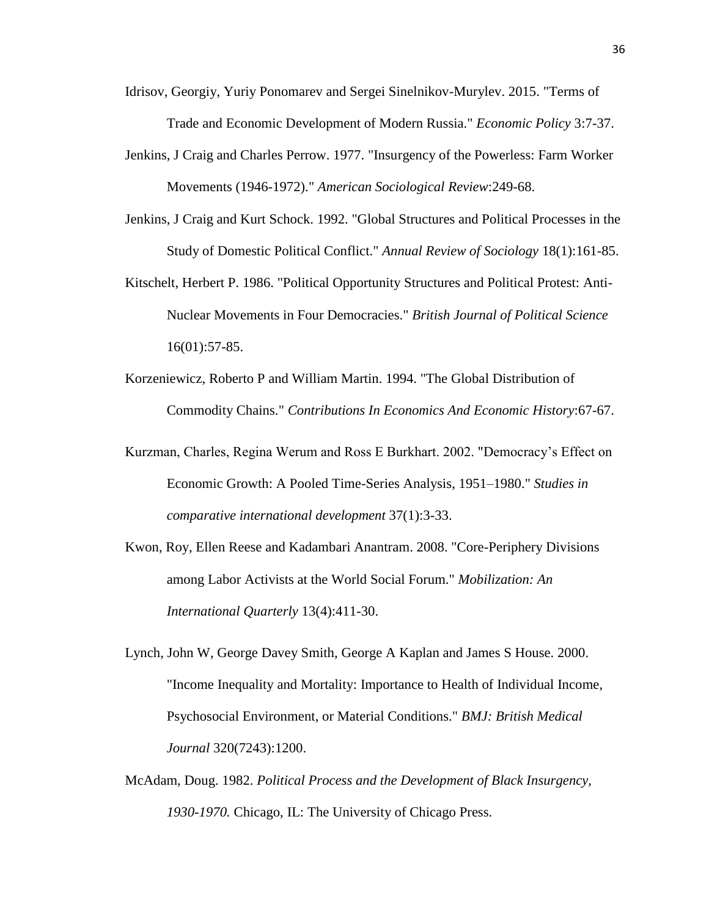Idrisov, Georgiy, Yuriy Ponomarev and Sergei Sinelnikov-Murylev. 2015. "Terms of Trade and Economic Development of Modern Russia." *Economic Policy* 3:7-37.

Jenkins, J Craig and Charles Perrow. 1977. "Insurgency of the Powerless: Farm Worker Movements (1946-1972)." *American Sociological Review*:249-68.

Jenkins, J Craig and Kurt Schock. 1992. "Global Structures and Political Processes in the Study of Domestic Political Conflict." *Annual Review of Sociology* 18(1):161-85.

Kitschelt, Herbert P. 1986. "Political Opportunity Structures and Political Protest: Anti-Nuclear Movements in Four Democracies." *British Journal of Political Science* 16(01):57-85.

Korzeniewicz, Roberto P and William Martin. 1994. "The Global Distribution of Commodity Chains." *Contributions In Economics And Economic History*:67-67.

Kurzman, Charles, Regina Werum and Ross E Burkhart. 2002. "Democracy's Effect on Economic Growth: A Pooled Time-Series Analysis, 1951–1980." *Studies in comparative international development* 37(1):3-33.

Kwon, Roy, Ellen Reese and Kadambari Anantram. 2008. "Core-Periphery Divisions among Labor Activists at the World Social Forum." *Mobilization: An International Quarterly* 13(4):411-30.

Lynch, John W, George Davey Smith, George A Kaplan and James S House. 2000. "Income Inequality and Mortality: Importance to Health of Individual Income, Psychosocial Environment, or Material Conditions." *BMJ: British Medical Journal* 320(7243):1200.

McAdam, Doug. 1982. *Political Process and the Development of Black Insurgency, 1930-1970.* Chicago, IL: The University of Chicago Press.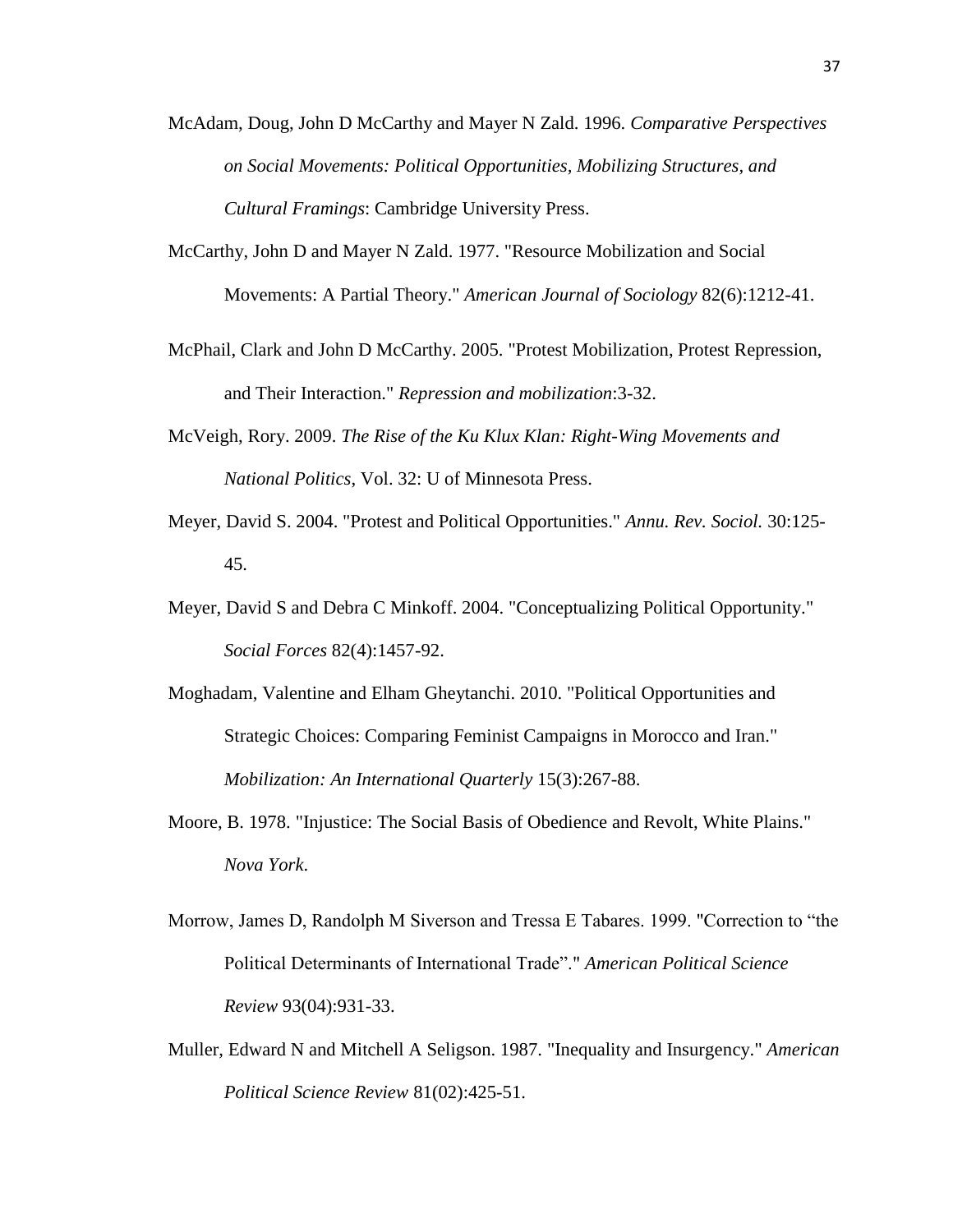McAdam, Doug, John D McCarthy and Mayer N Zald. 1996. *Comparative Perspectives on Social Movements: Political Opportunities, Mobilizing Structures, and Cultural Framings*: Cambridge University Press.

McCarthy, John D and Mayer N Zald. 1977. "Resource Mobilization and Social Movements: A Partial Theory." *American Journal of Sociology* 82(6):1212-41.

McPhail, Clark and John D McCarthy. 2005. "Protest Mobilization, Protest Repression, and Their Interaction." *Repression and mobilization*:3-32.

McVeigh, Rory. 2009. *The Rise of the Ku Klux Klan: Right-Wing Movements and National Politics*, Vol. 32: U of Minnesota Press.

Meyer, David S. 2004. "Protest and Political Opportunities." *Annu. Rev. Sociol.* 30:125-45.

Meyer, David S and Debra C Minkoff. 2004. "Conceptualizing Political Opportunity." *Social Forces* 82(4):1457-92.

Moghadam, Valentine and Elham Gheytanchi. 2010. "Political Opportunities and Strategic Choices: Comparing Feminist Campaigns in Morocco and Iran." *Mobilization: An International Quarterly* 15(3):267-88.

Moore, B. 1978. "Injustice: The Social Basis of Obedience and Revolt, White Plains." *Nova York*.

Morrow, James D, Randolph M Siverson and Tressa E Tabares. 1999. "Correction to "the Political Determinants of International Trade"." *American Political Science Review* 93(04):931-33.

Muller, Edward N and Mitchell A Seligson. 1987. "Inequality and Insurgency." *American Political Science Review* 81(02):425-51.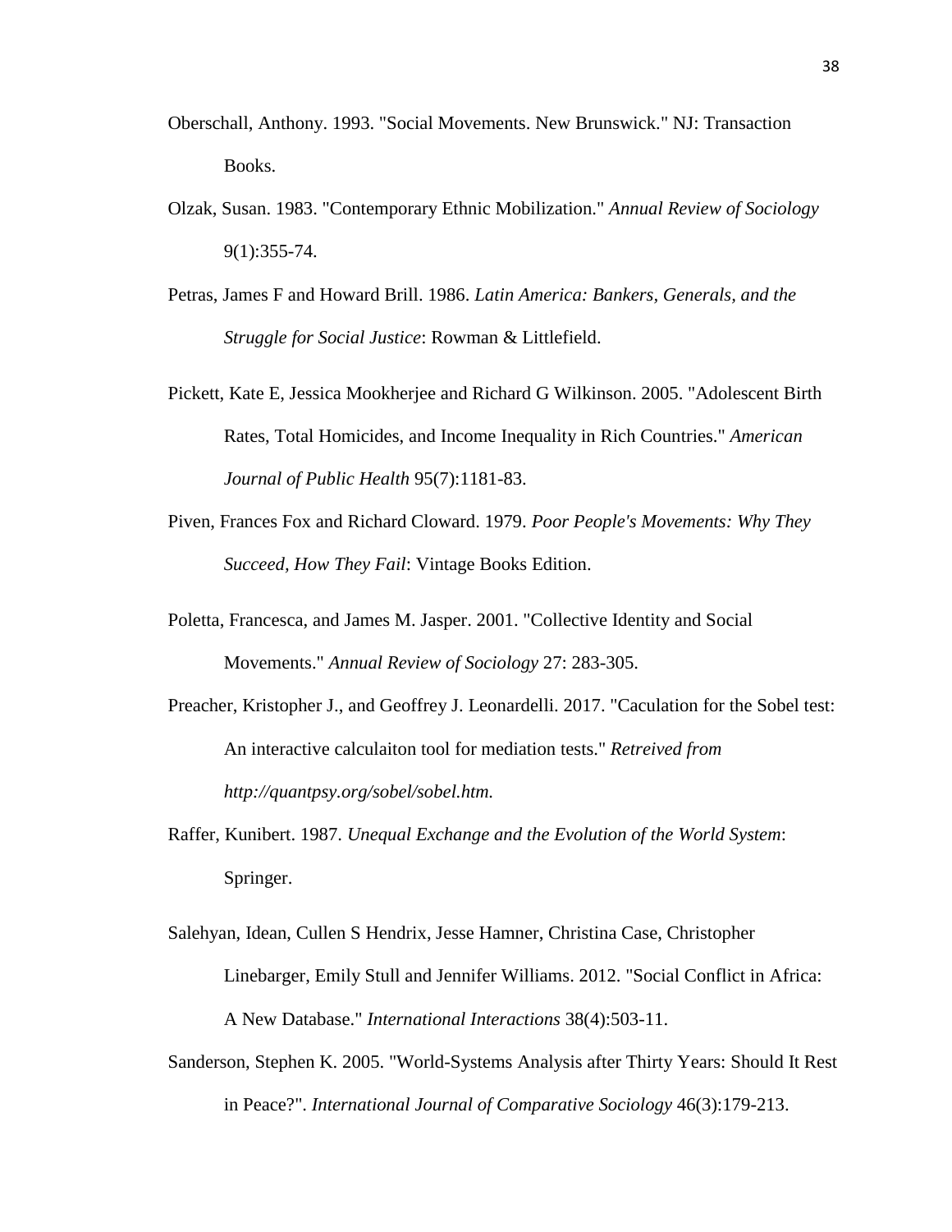Oberschall, Anthony. 1993. "Social Movements. New Brunswick." NJ: Transaction Books.

Olzak, Susan. 1983. "Contemporary Ethnic Mobilization." *Annual Review of Sociology* 9(1):355-74.

Petras, James F and Howard Brill. 1986. *Latin America: Bankers, Generals, and the Struggle for Social Justice*: Rowman & Littlefield.

Pickett, Kate E, Jessica Mookherjee and Richard G Wilkinson. 2005. "Adolescent Birth Rates, Total Homicides, and Income Inequality in Rich Countries." *American Journal of Public Health* 95(7):1181-83.

Piven, Frances Fox and Richard Cloward. 1979. *Poor People's Movements: Why They Succeed, How They Fail*: Vintage Books Edition.

Poletta, Francesca, and James M. Jasper. 2001. "Collective Identity and Social Movements." *Annual Review of Sociology* 27: 283-305.

Preacher, Kristopher J., and Geoffrey J. Leonardelli. 2017. "Caculation for the Sobel test: An interactive calculaiton tool for mediation tests." *Retreived from http://quantpsy.org/sobel/sobel.htm.*

Raffer, Kunibert. 1987. *Unequal Exchange and the Evolution of the World System*: Springer.

Salehyan, Idean, Cullen S Hendrix, Jesse Hamner, Christina Case, Christopher Linebarger, Emily Stull and Jennifer Williams. 2012. "Social Conflict in Africa: A New Database." *International Interactions* 38(4):503-11.

Sanderson, Stephen K. 2005. "World-Systems Analysis after Thirty Years: Should It Rest in Peace?". *International Journal of Comparative Sociology* 46(3):179-213.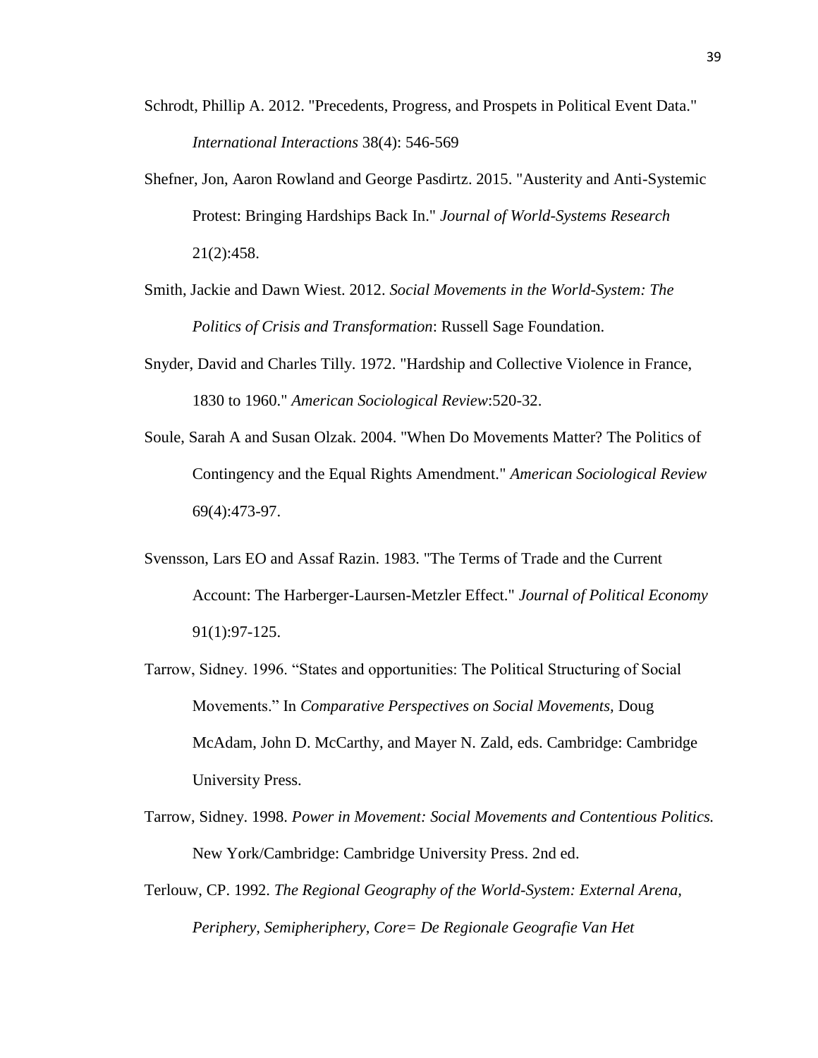Schrodt, Phillip A. 2012. "Precedents, Progress, and Prospets in Political Event Data." *International Interactions* 38(4): 546-569

Shefner, Jon, Aaron Rowland and George Pasdirtz. 2015. "Austerity and Anti-Systemic Protest: Bringing Hardships Back In." *Journal of World-Systems Research* 21(2):458.

Smith, Jackie and Dawn Wiest. 2012. *Social Movements in the World-System: The Politics of Crisis and Transformation*: Russell Sage Foundation.

Snyder, David and Charles Tilly. 1972. "Hardship and Collective Violence in France, 1830 to 1960." *American Sociological Review*:520-32.

Soule, Sarah A and Susan Olzak. 2004. "When Do Movements Matter? The Politics of Contingency and the Equal Rights Amendment." *American Sociological Review* 69(4):473-97.

Svensson, Lars EO and Assaf Razin. 1983. "The Terms of Trade and the Current Account: The Harberger-Laursen-Metzler Effect." *Journal of Political Economy* 91(1):97-125.

Tarrow, Sidney. 1996. "States and opportunities: The Political Structuring of Social Movements." In *Comparative Perspectives on Social Movements*, Doug McAdam, John D. McCarthy, and Mayer N. Zald, eds. Cambridge: Cambridge University Press.

Tarrow, Sidney. 1998. *Power in Movement: Social Movements and Contentious Politics.* New York/Cambridge: Cambridge University Press. 2nd ed.

Terlouw, CP. 1992. *The Regional Geography of the World-System: External Arena, Periphery, Semipheriphery, Core= De Regionale Geografie Van Het*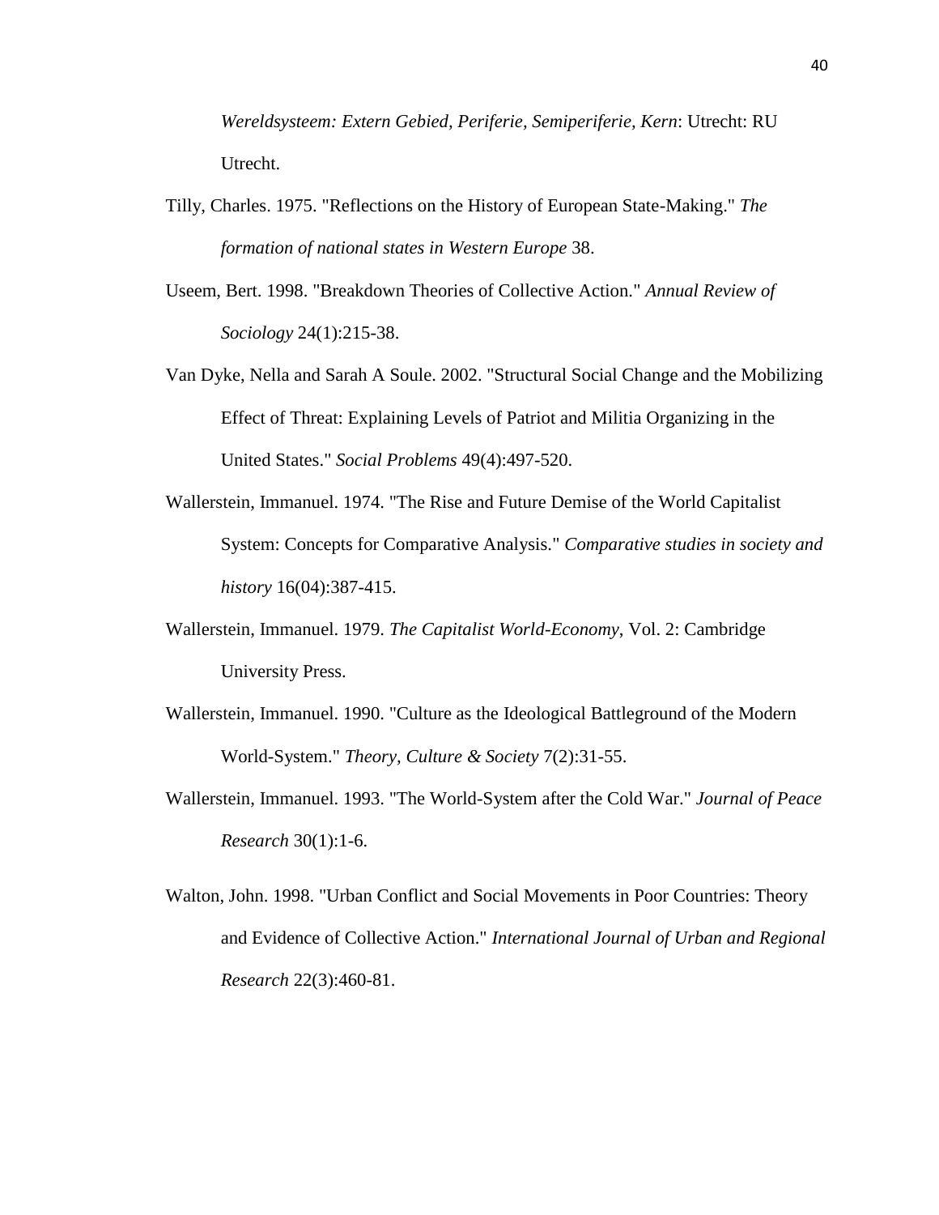*Wereldsysteem: Extern Gebied, Periferie, Semiperiferie, Kern*: Utrecht: RU Utrecht.

Tilly, Charles. 1975. "Reflections on the History of European State-Making." *The formation of national states in Western Europe* 38.

Useem, Bert. 1998. "Breakdown Theories of Collective Action." *Annual Review of Sociology* 24(1):215-38.

Van Dyke, Nella and Sarah A Soule. 2002. "Structural Social Change and the Mobilizing Effect of Threat: Explaining Levels of Patriot and Militia Organizing in the United States." *Social Problems* 49(4):497-520.

Wallerstein, Immanuel. 1974. "The Rise and Future Demise of the World Capitalist System: Concepts for Comparative Analysis." *Comparative studies in society and history* 16(04):387-415.

Wallerstein, Immanuel. 1979. *The Capitalist World-Economy*, Vol. 2: Cambridge University Press.

Wallerstein, Immanuel. 1990. "Culture as the Ideological Battleground of the Modern World-System." *Theory, Culture & Society* 7(2):31-55.

Wallerstein, Immanuel. 1993. "The World-System after the Cold War." *Journal of Peace Research* 30(1):1-6.

Walton, John. 1998. "Urban Conflict and Social Movements in Poor Countries: Theory and Evidence of Collective Action." *International Journal of Urban and Regional Research* 22(3):460-81.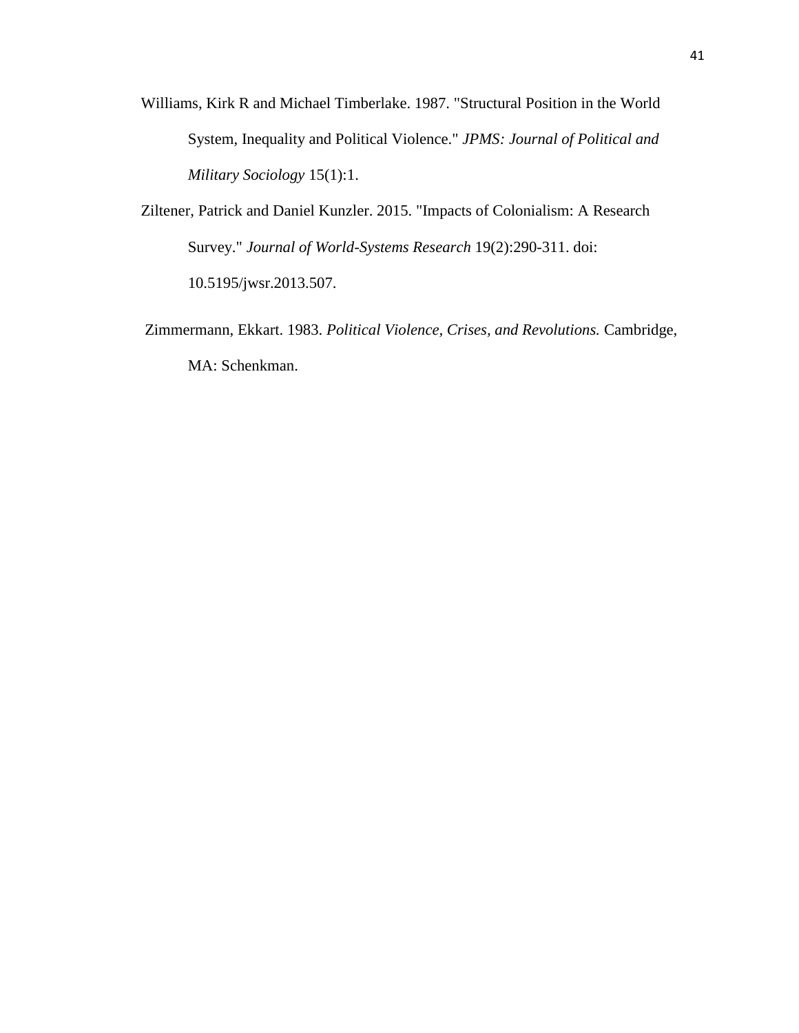Williams, Kirk R and Michael Timberlake. 1987. "Structural Position in the World System, Inequality and Political Violence." *JPMS: Journal of Political and Military Sociology* 15(1):1.

Ziltener, Patrick and Daniel Kunzler. 2015. "Impacts of Colonialism: A Research Survey." *Journal of World-Systems Research* 19(2):290-311. doi: 10.5195/jwsr.2013.507.

Zimmermann, Ekkart. 1983. *Political Violence, Crises, and Revolutions.* Cambridge, MA: Schenkman.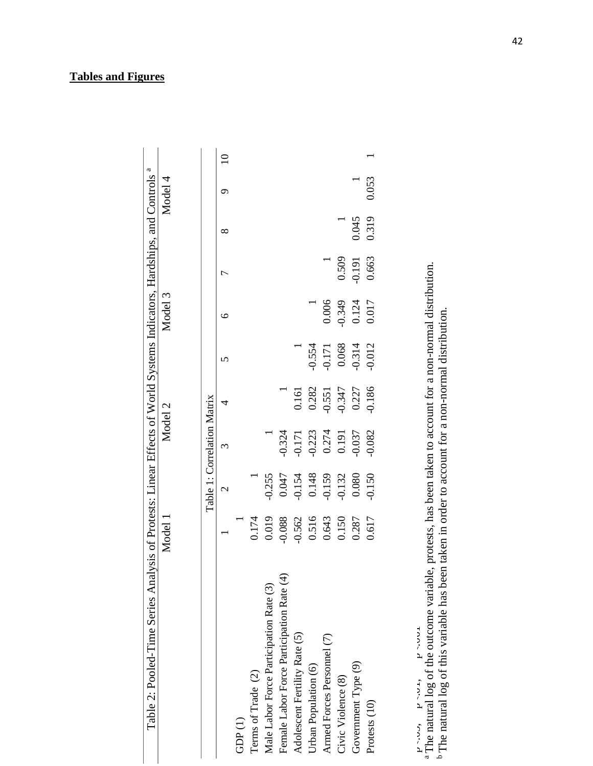## Tables and Figures

Table 2: Pooled-Time Series Analysis of Protests: Linear Effects of World Systems Indicators, Hardships, and Controls [a]

| Model 1 | Model 2 | Model 3 | Model 4 |
|---|---|---|---|

Table 1: Correlation Matrix

| | 1 | 2 | 3 | 4 | 5 | 6 | 7 | 8 | 9 | 10 |
|---|---|---|---|---|---|---|---|---|---|---|
| GDP (1) | 1 | | | | | | | | | |
| Terms of Trade (2) | 0.174 | 1 | | | | | | | | |
| Male Labor Force Participation Rate (3) | 0.019 | -0.255 | 1 | | | | | | | |
| Female Labor Force Participation Rate (4) | -0.088 | 0.047 | -0.324 | 1 | | | | | | |
| Adolescent Fertility Rate (5) | -0.562 | -0.154 | -0.171 | 0.161 | 1 | | | | | |
| Urban Population (6) | 0.516 | 0.148 | -0.223 | 0.282 | -0.554 | 1 | | | | |
| Armed Forces Personnel (7) | 0.643 | -0.159 | 0.274 | -0.551 | -0.171 | 0.006 | 1 | | | |
| Civic Violence (8) | 0.150 | -0.132 | 0.191 | -0.347 | 0.068 | -0.349 | 0.509 | 1 | | |
| Government Type (9) | 0.287 | 0.080 | -0.037 | 0.227 | -0.314 | 0.124 | -0.191 | 0.045 | 1 | |
| Protests (10) | 0.617 | -0.150 | -0.082 | -0.186 | -0.012 | 0.017 | 0.663 | 0.319 | 0.053 | 1 |

p<.05, p<.01, p<.001

[a] The natural log of the outcome variable, protests, has been taken to account for a non-normal distribution.

[b] The natural log of this variable has been taken in order to account for a non-normal distribution.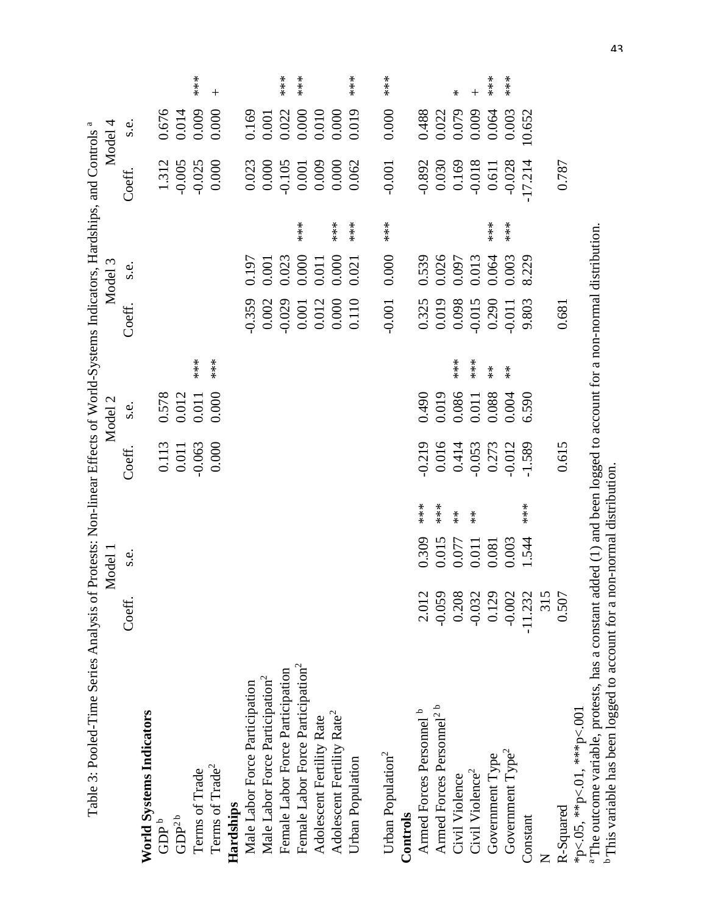Table 3: Pooled-Time Series Analysis of Protests: Non-linear Effects of World-Systems Indicators, Hardships, and Controls [a]

| | Model 1 | | | Model 2 | | | Model 3 | | | Model 4 | | |
|---|---|---|---|---|---|---|---|---|---|---|---|---|
| | Coeff. | s.e. | | Coeff. | s.e. | | Coeff. | s.e. | | Coeff. | s.e. | |
| **World Systems Indicators** | | | | | | | | | | | | |
| GDP [b] | | | | 0.113 | 0.578 | | | | | 1.312 | 0.676 | |
| GDP$^2$ [b] | | | | 0.011 | 0.012 | | | | | -0.005 | 0.014 | |
| Terms of Trade | | | | -0.063 | 0.011 | *** | | | | -0.025 | 0.009 | *** |
| Terms of Trade$^2$ | | | | 0.000 | 0.000 | *** | | | | 0.000 | 0.000 | + |
| **Hardships** | | | | | | | | | | | | |
| Male Labor Force Participation | | | | | | | -0.359 | 0.197 | | 0.023 | 0.169 | |
| Male Labor Force Participation$^2$ | | | | | | | 0.002 | 0.001 | | 0.000 | 0.001 | |
| Female Labor Force Participation | | | | | | | -0.029 | 0.023 | | -0.105 | 0.022 | *** |
| Female Labor Force Participation$^2$ | | | | | | | 0.001 | 0.000 | *** | 0.001 | 0.000 | *** |
| Adolescent Fertility Rate | | | | | | | 0.012 | 0.011 | | 0.009 | 0.010 | |
| Adolescent Fertility Rate$^2$ | | | | | | | 0.000 | 0.000 | *** | 0.000 | 0.000 | |
| Urban Population | | | | | | | 0.110 | 0.021 | *** | 0.062 | 0.019 | *** |
| Urban Population$^2$ | | | | | | | -0.001 | 0.000 | *** | -0.001 | 0.000 | *** |
| **Controls** | | | | | | | | | | | | |
| Armed Forces Personnel [b] | 2.012 | 0.309 | *** | -0.219 | 0.490 | | 0.325 | 0.539 | | -0.892 | 0.488 | |
| Armed Forces Personnel$^2$ [b] | -0.059 | 0.015 | *** | 0.016 | 0.019 | | 0.019 | 0.026 | | 0.030 | 0.022 | |
| Civil Violence | 0.208 | 0.077 | ** | 0.414 | 0.086 | *** | 0.098 | 0.097 | | 0.169 | 0.079 | * |
| Civil Violence$^2$ | -0.032 | 0.011 | ** | -0.053 | 0.011 | *** | -0.015 | 0.013 | | -0.018 | 0.009 | + |
| Government Type | 0.129 | 0.081 | | 0.273 | 0.088 | ** | 0.290 | 0.064 | *** | 0.611 | 0.064 | *** |
| Government Type$^2$ | -0.002 | 0.003 | | -0.012 | 0.004 | ** | -0.011 | 0.003 | *** | -0.028 | 0.003 | *** |
| Constant | -11.232 | 1.544 | *** | -1.589 | 6.590 | | 9.803 | 8.229 | | -17.214 | 10.652 | |
| N | 315 | | | | | | | | | | | |
| R-Squared | 0.507 | | | 0.615 | | | 0.681 | | | 0.787 | | |

*p<.05, **p<.01, ***p<.001

[a] The outcome variable, protests, has a constant added (1) and been logged to account for a non-normal distribution.

[b] This variable has been logged to account for a non-normal distribution.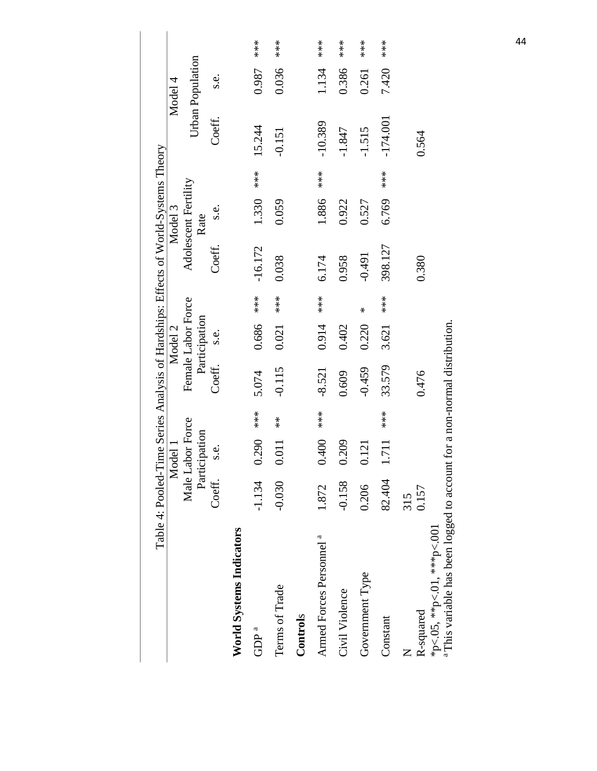Table 4: Pooled-Time Series Analysis of Hardships: Effects of World-Systems Theory

| | Model 1 Male Labor Force Participation | | | Model 2 Female Labor Force Participation | | | Model 3 Adolescent Fertility Rate | | | Model 4 Urban Population | | |
|---|---|---|---|---|---|---|---|---|---|---|---|---|
| | Coeff. | s.e. | | Coeff. | s.e. | | Coeff. | s.e. | | Coeff. | s.e. | |
| **World Systems Indicators** | | | | | | | | | | | | |
| GDP [a] | -1.134 | 0.290 | *** | 5.074 | 0.686 | *** | -16.172 | 1.330 | *** | 15.244 | 0.987 | *** |
| Terms of Trade | -0.030 | 0.011 | ** | -0.115 | 0.021 | *** | 0.038 | 0.059 | | -0.151 | 0.036 | *** |
| **Controls** | | | | | | | | | | | | |
| Armed Forces Personnel [a] | 1.872 | 0.400 | *** | -8.521 | 0.914 | *** | 6.174 | 1.886 | *** | -10.389 | 1.134 | *** |
| Civil Violence | -0.158 | 0.209 | | 0.609 | 0.402 | | 0.958 | 0.922 | | -1.847 | 0.386 | *** |
| Government Type | 0.206 | 0.121 | | -0.459 | 0.220 | * | -0.491 | 0.527 | | -1.515 | 0.261 | *** |
| Constant | 82.404 | 1.711 | *** | 33.579 | 3.621 | *** | 398.127 | 6.769 | *** | -174.001 | 7.420 | *** |
| N | 315 | | | | | | | | | | | |
| R-squared | 0.157 | | | 0.476 | | | 0.380 | | | 0.564 | | |

*p<.05, **p<.01, ***p<.001

[a] This variable has been logged to account for a non-normal distribution.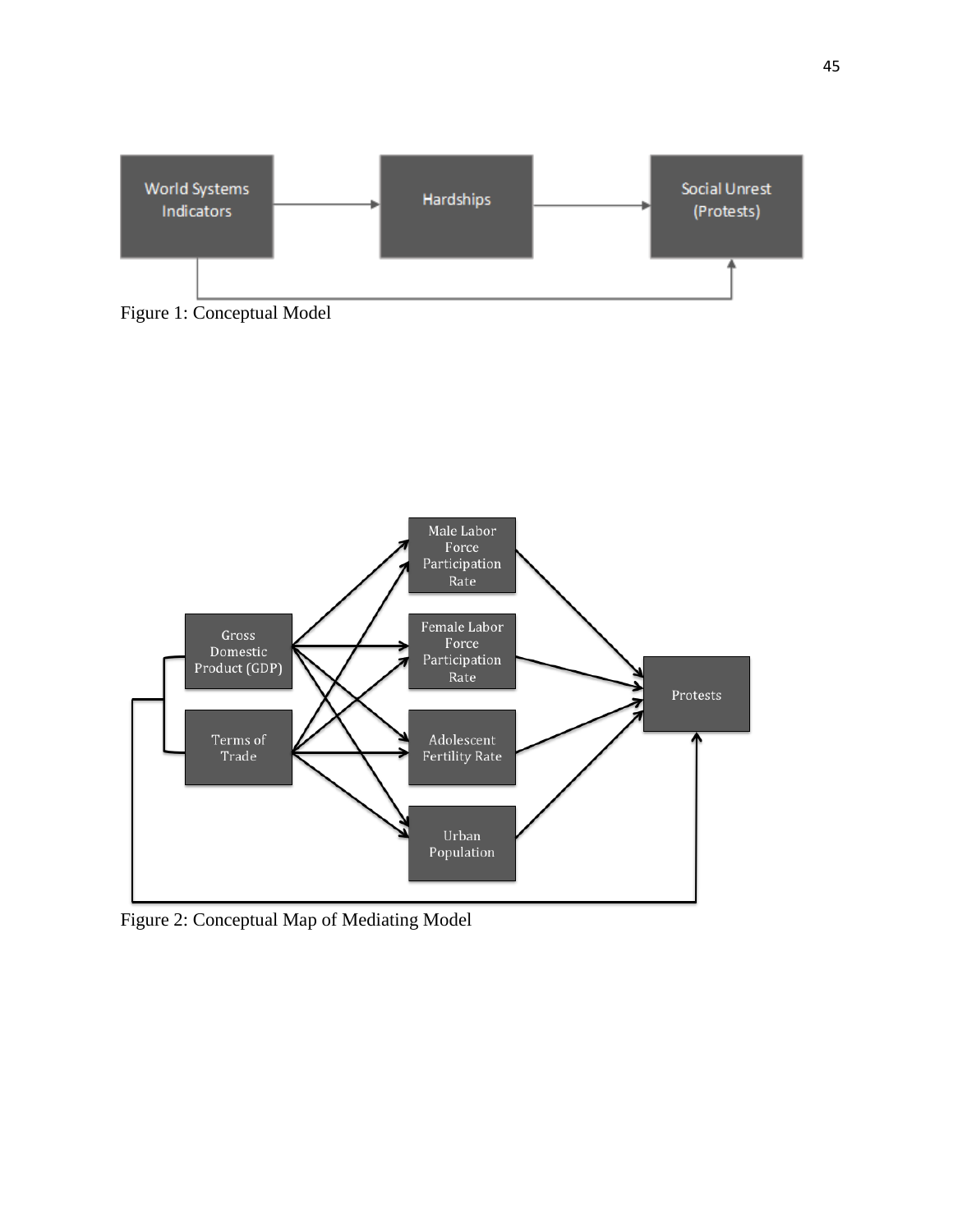Figure 1: Conceptual Model

Figure 2: Conceptual Map of Mediating Model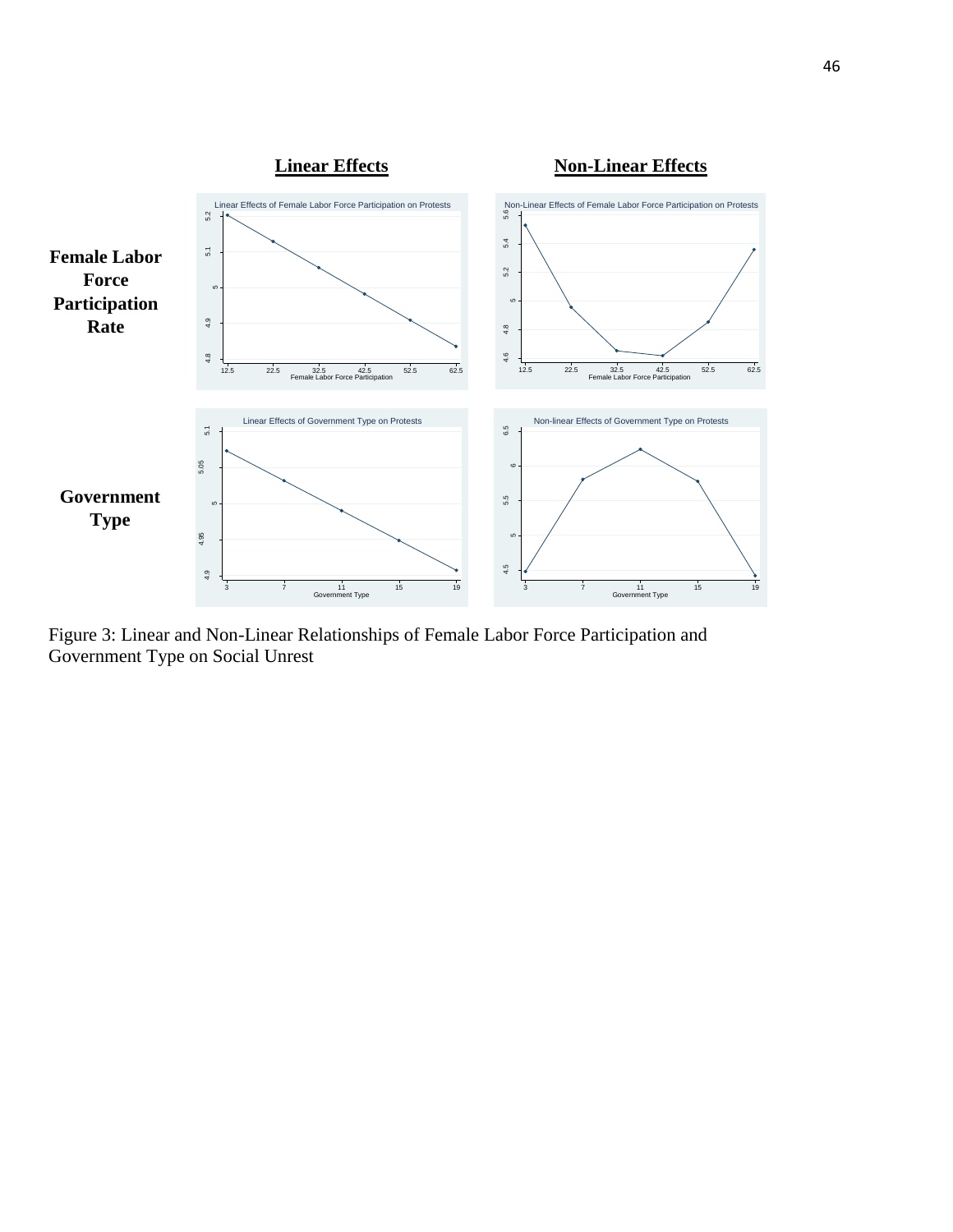**Linear Effects** **Non-Linear Effects**

**Female Labor Force Participation Rate**

Linear Effects of Female Labor Force Participation on Protests

4.8 4.9 5 5.1 5.2

12.5 22.5 32.5 42.5 52.5 62.5

Female Labor Force Participation

Non-Linear Effects of Female Labor Force Participation on Protests

4.6 4.8 5 5.2 5.4 5.6

12.5 22.5 32.5 42.5 52.5 62.5

Female Labor Force Participation

**Government Type**

Linear Effects of Government Type on Protests

4.9 4.95 5 5.05 5.1

3 7 11 15 19

Government Type

Non-linear Effects of Government Type on Protests

4.5 5 5.5 6 6.5

3 7 11 15 19

Government Type

Figure 3: Linear and Non-Linear Relationships of Female Labor Force Participation and Government Type on Social Unrest